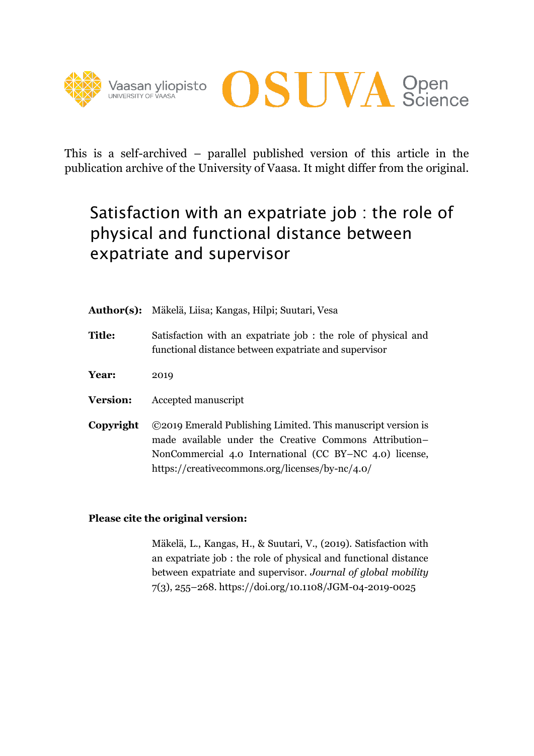This is a self-archived – parallel published version of this article in the publication archive of the University of Vaasa. It might differ from the original.

# Satisfaction with an expatriate job : the role of physical and functional distance between expatriate and supervisor

**Author(s):** Mäkelä, Liisa; Kangas, Hilpi; Suutari, Vesa

**Title:** Satisfaction with an expatriate job : the role of physical and functional distance between expatriate and supervisor

**Year:** 2019

**Version:** Accepted manuscript

**Copyright** ©2019 Emerald Publishing Limited. This manuscript version is made available under the Creative Commons Attribution–NonCommercial 4.0 International (CC BY–NC 4.0) license, https://creativecommons.org/licenses/by-nc/4.0/

**Please cite the original version:**

Mäkelä, L., Kangas, H., & Suutari, V., (2019). Satisfaction with an expatriate job : the role of physical and functional distance between expatriate and supervisor. *Journal of global mobility* 7(3), 255–268. https://doi.org/10.1108/JGM-04-2019-0025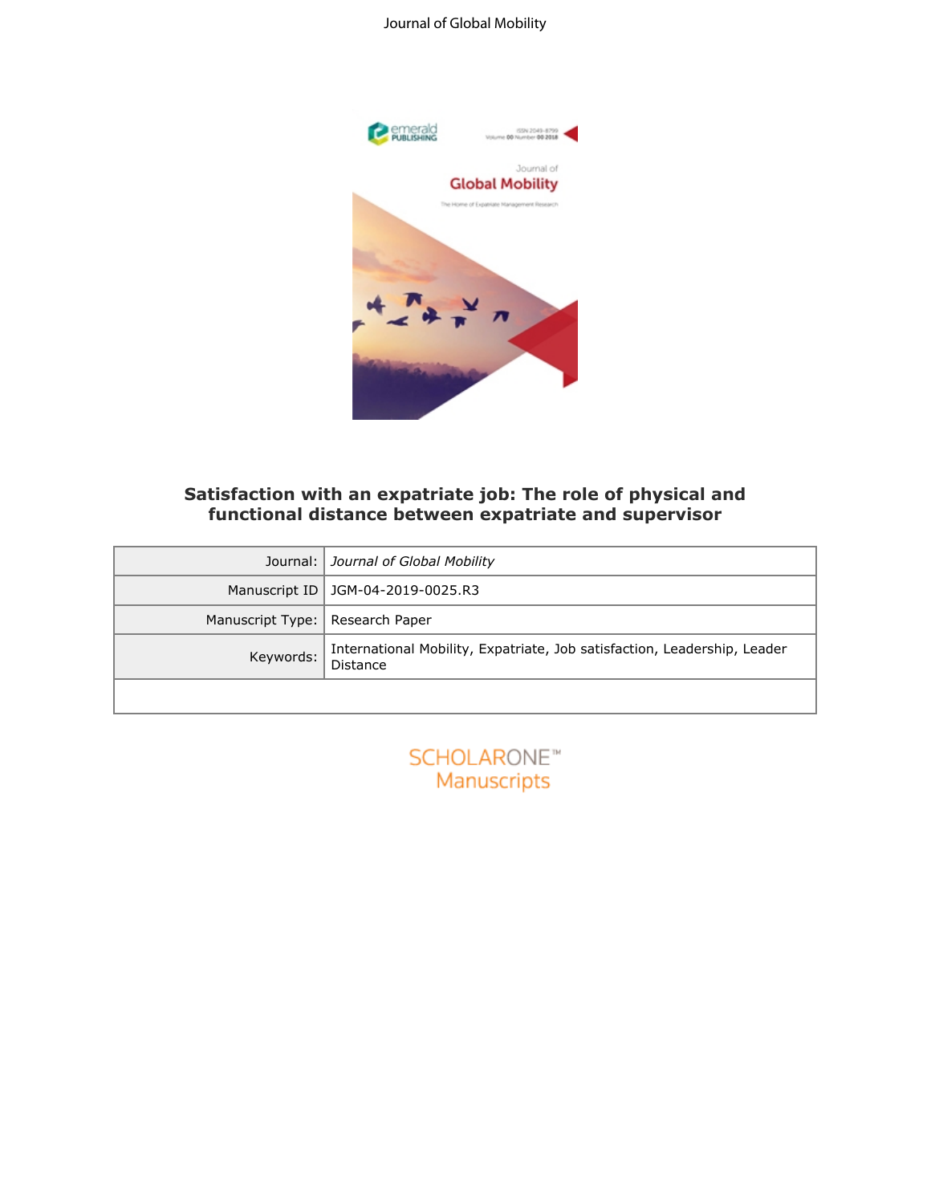# Satisfaction with an expatriate job: The role of physical and functional distance between expatriate and supervisor

| Journal: | *Journal of Global Mobility* |
|---|---|
| Manuscript ID | JGM-04-2019-0025.R3 |
| Manuscript Type: | Research Paper |
| Keywords: | International Mobility, Expatriate, Job satisfaction, Leadership, Leader Distance |

SCHOLARONE™ Manuscripts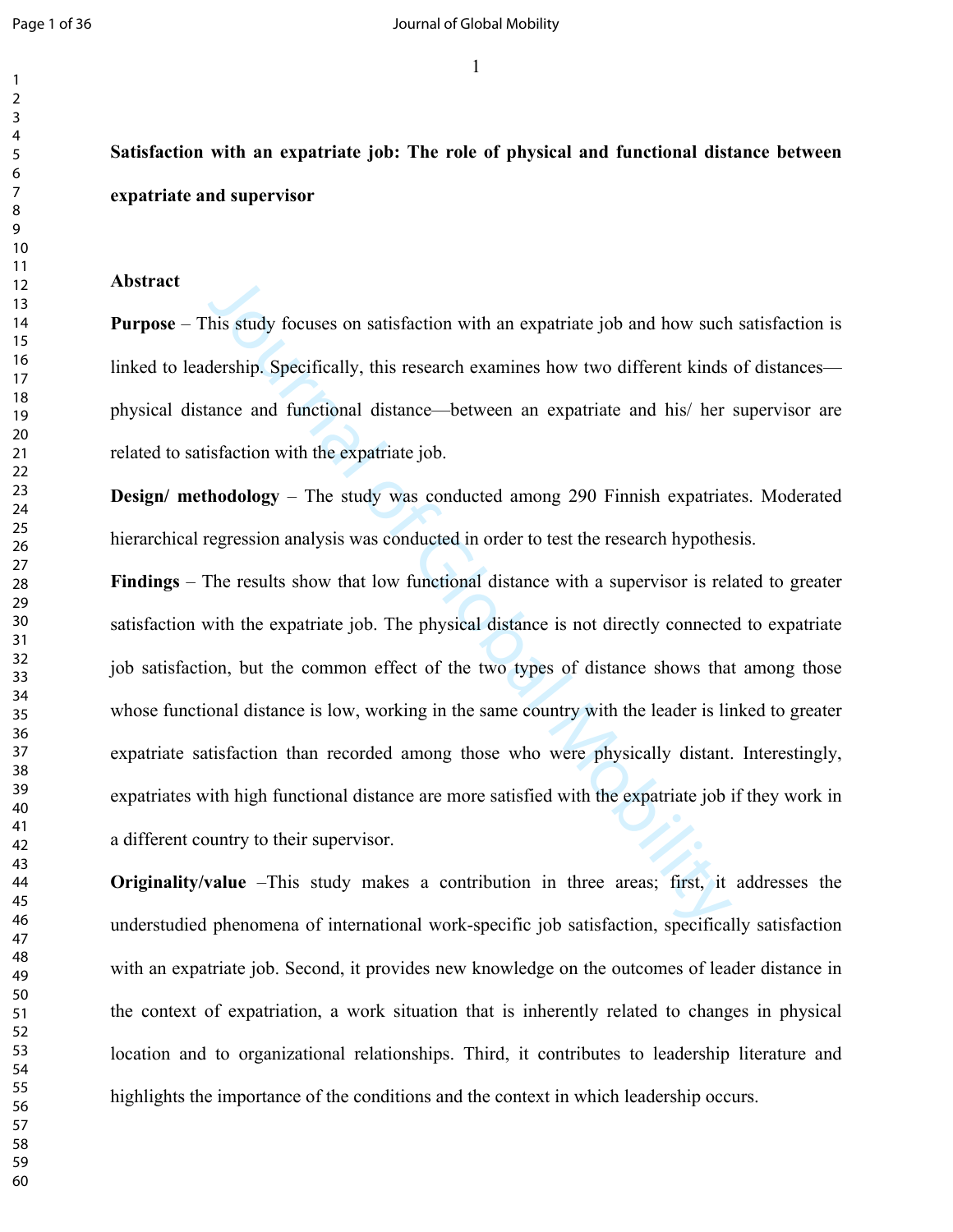**Satisfaction with an expatriate job: The role of physical and functional distance between expatriate and supervisor**

**Abstract**

**Purpose** – This study focuses on satisfaction with an expatriate job and how such satisfaction is linked to leadership. Specifically, this research examines how two different kinds of distances—physical distance and functional distance—between an expatriate and his/ her supervisor are related to satisfaction with the expatriate job.

**Design/ methodology** – The study was conducted among 290 Finnish expatriates. Moderated hierarchical regression analysis was conducted in order to test the research hypothesis.

**Findings** – The results show that low functional distance with a supervisor is related to greater satisfaction with the expatriate job. The physical distance is not directly connected to expatriate job satisfaction, but the common effect of the two types of distance shows that among those whose functional distance is low, working in the same country with the leader is linked to greater expatriate satisfaction than recorded among those who were physically distant. Interestingly, expatriates with high functional distance are more satisfied with the expatriate job if they work in a different country to their supervisor.

**Originality/value** –This study makes a contribution in three areas; first, it addresses the understudied phenomena of international work-specific job satisfaction, specifically satisfaction with an expatriate job. Second, it provides new knowledge on the outcomes of leader distance in the context of expatriation, a work situation that is inherently related to changes in physical location and to organizational relationships. Third, it contributes to leadership literature and highlights the importance of the conditions and the context in which leadership occurs.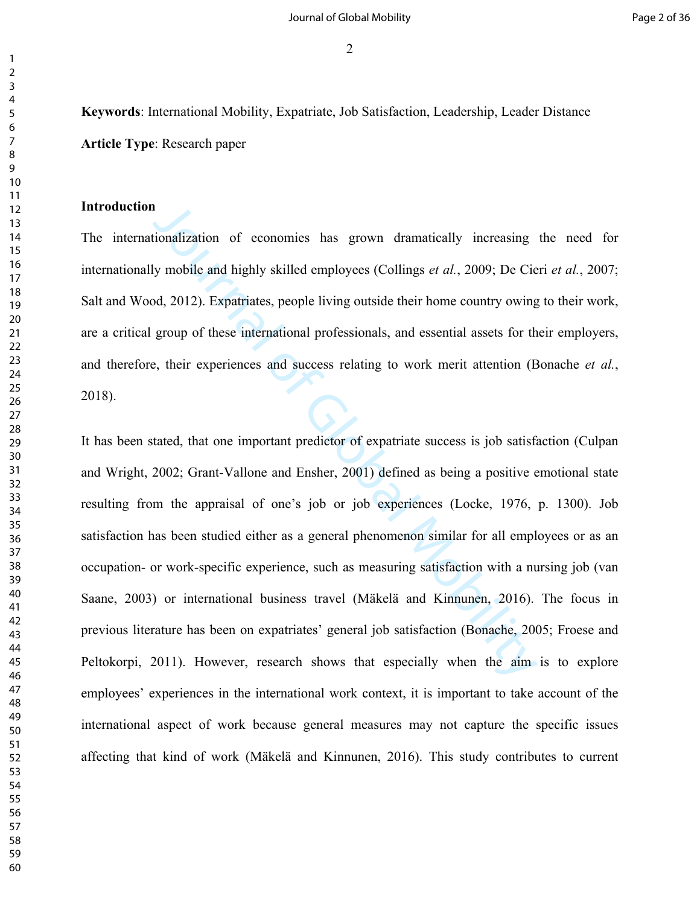**Keywords**: International Mobility, Expatriate, Job Satisfaction, Leadership, Leader Distance

**Article Type**: Research paper

## Introduction

The internationalization of economies has grown dramatically increasing the need for internationally mobile and highly skilled employees (Collings *et al.*, 2009; De Cieri *et al.*, 2007; Salt and Wood, 2012). Expatriates, people living outside their home country owing to their work, are a critical group of these international professionals, and essential assets for their employers, and therefore, their experiences and success relating to work merit attention (Bonache *et al.*, 2018).

It has been stated, that one important predictor of expatriate success is job satisfaction (Culpan and Wright, 2002; Grant-Vallone and Ensher, 2001) defined as being a positive emotional state resulting from the appraisal of one's job or job experiences (Locke, 1976, p. 1300). Job satisfaction has been studied either as a general phenomenon similar for all employees or as an occupation- or work-specific experience, such as measuring satisfaction with a nursing job (van Saane, 2003) or international business travel (Mäkelä and Kinnunen, 2016). The focus in previous literature has been on expatriates' general job satisfaction (Bonache, 2005; Froese and Peltokorpi, 2011). However, research shows that especially when the aim is to explore employees' experiences in the international work context, it is important to take account of the international aspect of work because general measures may not capture the specific issues affecting that kind of work (Mäkelä and Kinnunen, 2016). This study contributes to current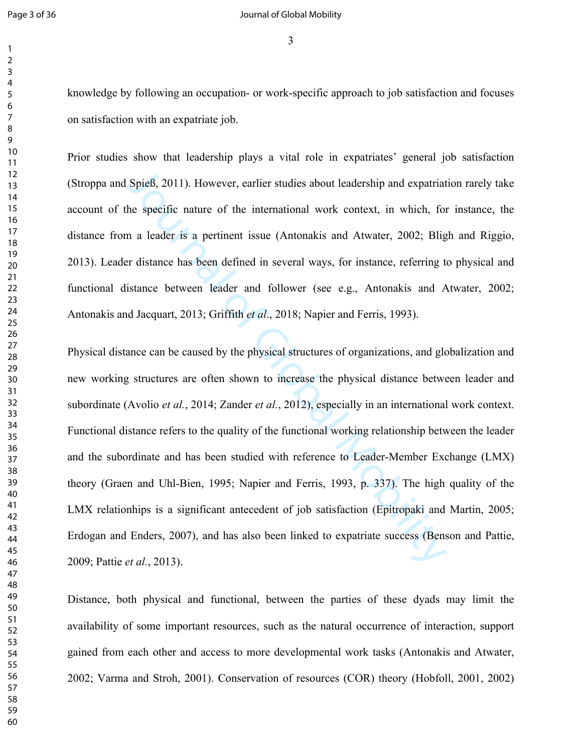knowledge by following an occupation- or work-specific approach to job satisfaction and focuses on satisfaction with an expatriate job.

Prior studies show that leadership plays a vital role in expatriates' general job satisfaction (Stroppa and Spieß, 2011). However, earlier studies about leadership and expatriation rarely take account of the specific nature of the international work context, in which, for instance, the distance from a leader is a pertinent issue (Antonakis and Atwater, 2002; Bligh and Riggio, 2013). Leader distance has been defined in several ways, for instance, referring to physical and functional distance between leader and follower (see e.g., Antonakis and Atwater, 2002; Antonakis and Jacquart, 2013; Griffith *et al*., 2018; Napier and Ferris, 1993).

Physical distance can be caused by the physical structures of organizations, and globalization and new working structures are often shown to increase the physical distance between leader and subordinate (Avolio *et al.*, 2014; Zander *et al.*, 2012), especially in an international work context. Functional distance refers to the quality of the functional working relationship between the leader and the subordinate and has been studied with reference to Leader-Member Exchange (LMX) theory (Graen and Uhl-Bien, 1995; Napier and Ferris, 1993, p. 337). The high quality of the LMX relationhips is a significant antecedent of job satisfaction (Epitropaki and Martin, 2005; Erdogan and Enders, 2007), and has also been linked to expatriate success (Benson and Pattie, 2009; Pattie *et al.*, 2013).

Distance, both physical and functional, between the parties of these dyads may limit the availability of some important resources, such as the natural occurrence of interaction, support gained from each other and access to more developmental work tasks (Antonakis and Atwater, 2002; Varma and Stroh, 2001). Conservation of resources (COR) theory (Hobfoll, 2001, 2002)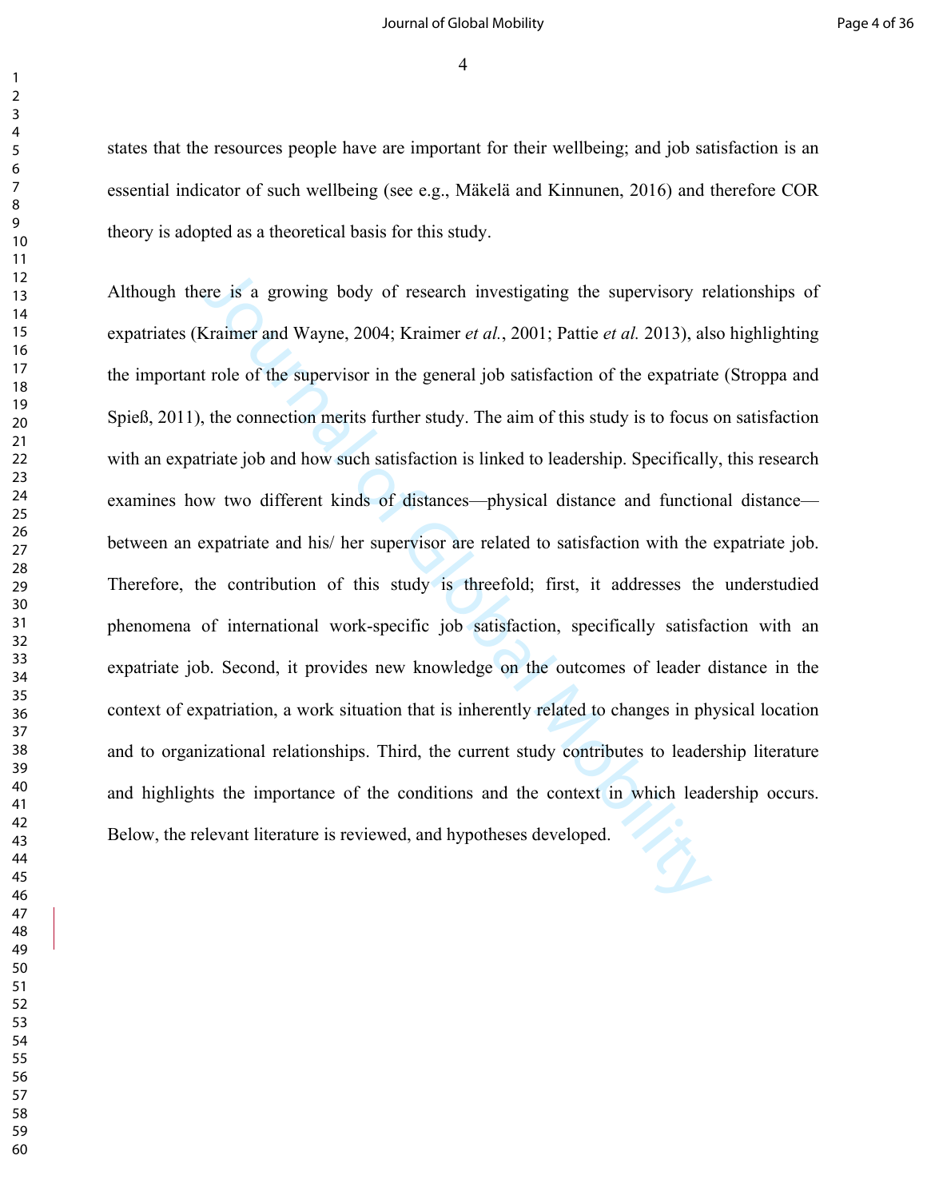states that the resources people have are important for their wellbeing; and job satisfaction is an essential indicator of such wellbeing (see e.g., Mäkelä and Kinnunen, 2016) and therefore COR theory is adopted as a theoretical basis for this study.

Although there is a growing body of research investigating the supervisory relationships of expatriates (Kraimer and Wayne, 2004; Kraimer *et al.*, 2001; Pattie *et al.* 2013), also highlighting the important role of the supervisor in the general job satisfaction of the expatriate (Stroppa and Spieß, 2011), the connection merits further study. The aim of this study is to focus on satisfaction with an expatriate job and how such satisfaction is linked to leadership. Specifically, this research examines how two different kinds of distances—physical distance and functional distance—between an expatriate and his/ her supervisor are related to satisfaction with the expatriate job. Therefore, the contribution of this study is threefold; first, it addresses the understudied phenomena of international work-specific job satisfaction, specifically satisfaction with an expatriate job. Second, it provides new knowledge on the outcomes of leader distance in the context of expatriation, a work situation that is inherently related to changes in physical location and to organizational relationships. Third, the current study contributes to leadership literature and highlights the importance of the conditions and the context in which leadership occurs. Below, the relevant literature is reviewed, and hypotheses developed.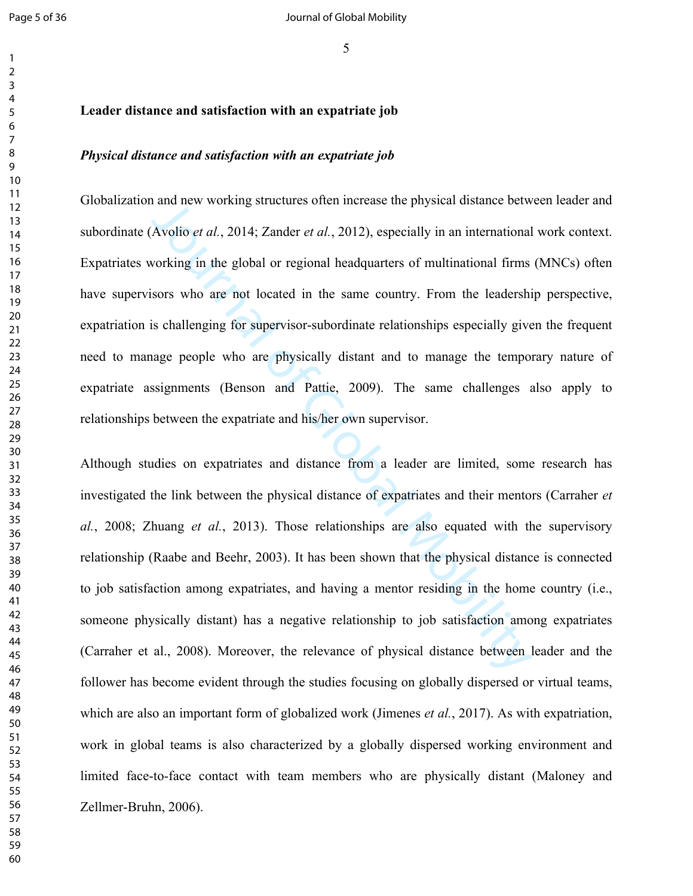## Leader distance and satisfaction with an expatriate job

### *Physical distance and satisfaction with an expatriate job*

Globalization and new working structures often increase the physical distance between leader and subordinate (Avolio *et al.*, 2014; Zander *et al.*, 2012), especially in an international work context. Expatriates working in the global or regional headquarters of multinational firms (MNCs) often have supervisors who are not located in the same country. From the leadership perspective, expatriation is challenging for supervisor-subordinate relationships especially given the frequent need to manage people who are physically distant and to manage the temporary nature of expatriate assignments (Benson and Pattie, 2009). The same challenges also apply to relationships between the expatriate and his/her own supervisor.

Although studies on expatriates and distance from a leader are limited, some research has investigated the link between the physical distance of expatriates and their mentors (Carraher *et al.*, 2008; Zhuang *et al.*, 2013). Those relationships are also equated with the supervisory relationship (Raabe and Beehr, 2003). It has been shown that the physical distance is connected to job satisfaction among expatriates, and having a mentor residing in the home country (i.e., someone physically distant) has a negative relationship to job satisfaction among expatriates (Carraher et al., 2008). Moreover, the relevance of physical distance between leader and the follower has become evident through the studies focusing on globally dispersed or virtual teams, which are also an important form of globalized work (Jimenes *et al.*, 2017). As with expatriation, work in global teams is also characterized by a globally dispersed working environment and limited face-to-face contact with team members who are physically distant (Maloney and Zellmer-Bruhn, 2006).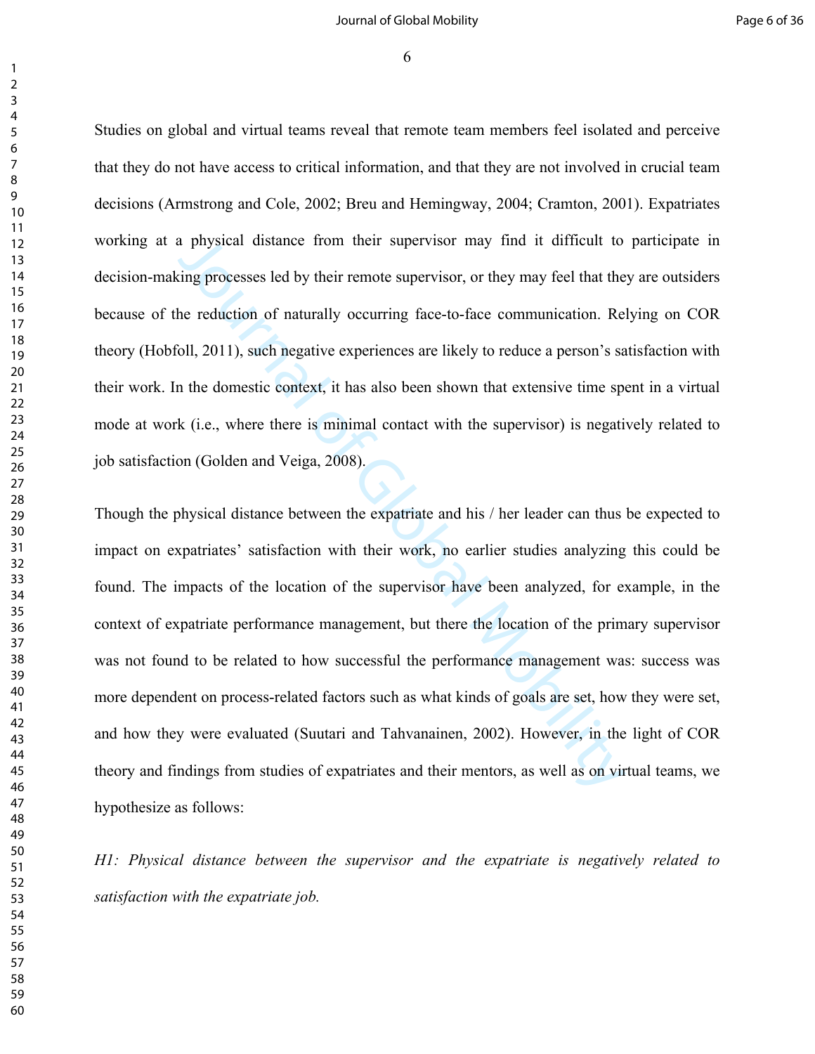Studies on global and virtual teams reveal that remote team members feel isolated and perceive that they do not have access to critical information, and that they are not involved in crucial team decisions (Armstrong and Cole, 2002; Breu and Hemingway, 2004; Cramton, 2001). Expatriates working at a physical distance from their supervisor may find it difficult to participate in decision-making processes led by their remote supervisor, or they may feel that they are outsiders because of the reduction of naturally occurring face-to-face communication. Relying on COR theory (Hobfoll, 2011), such negative experiences are likely to reduce a person's satisfaction with their work. In the domestic context, it has also been shown that extensive time spent in a virtual mode at work (i.e., where there is minimal contact with the supervisor) is negatively related to job satisfaction (Golden and Veiga, 2008).

Though the physical distance between the expatriate and his / her leader can thus be expected to impact on expatriates' satisfaction with their work, no earlier studies analyzing this could be found. The impacts of the location of the supervisor have been analyzed, for example, in the context of expatriate performance management, but there the location of the primary supervisor was not found to be related to how successful the performance management was: success was more dependent on process-related factors such as what kinds of goals are set, how they were set, and how they were evaluated (Suutari and Tahvanainen, 2002). However, in the light of COR theory and findings from studies of expatriates and their mentors, as well as on virtual teams, we hypothesize as follows:

*H1: Physical distance between the supervisor and the expatriate is negatively related to satisfaction with the expatriate job.*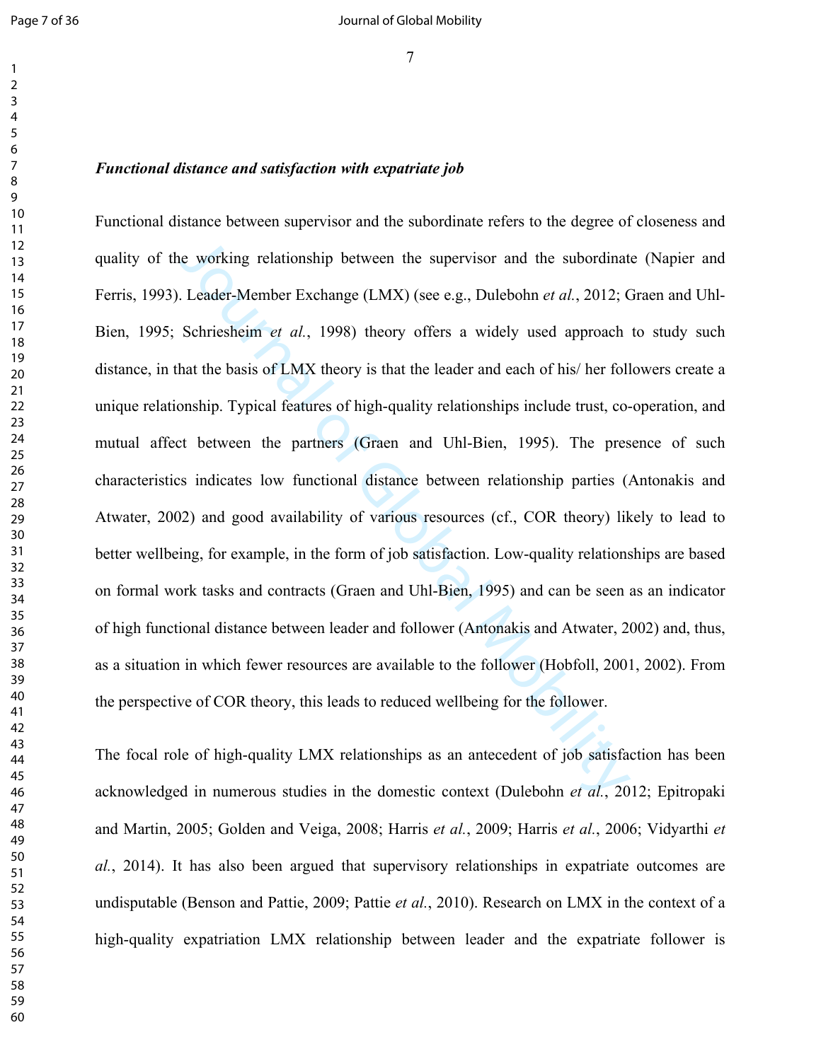### *Functional distance and satisfaction with expatriate job*

Functional distance between supervisor and the subordinate refers to the degree of closeness and quality of the working relationship between the supervisor and the subordinate (Napier and Ferris, 1993). Leader-Member Exchange (LMX) (see e.g., Dulebohn *et al.*, 2012; Graen and Uhl-Bien, 1995; Schriesheim *et al.*, 1998) theory offers a widely used approach to study such distance, in that the basis of LMX theory is that the leader and each of his/ her followers create a unique relationship. Typical features of high-quality relationships include trust, co-operation, and mutual affect between the partners (Graen and Uhl-Bien, 1995). The presence of such characteristics indicates low functional distance between relationship parties (Antonakis and Atwater, 2002) and good availability of various resources (cf., COR theory) likely to lead to better wellbeing, for example, in the form of job satisfaction. Low-quality relationships are based on formal work tasks and contracts (Graen and Uhl-Bien, 1995) and can be seen as an indicator of high functional distance between leader and follower (Antonakis and Atwater, 2002) and, thus, as a situation in which fewer resources are available to the follower (Hobfoll, 2001, 2002). From the perspective of COR theory, this leads to reduced wellbeing for the follower.

The focal role of high-quality LMX relationships as an antecedent of job satisfaction has been acknowledged in numerous studies in the domestic context (Dulebohn *et al.*, 2012; Epitropaki and Martin, 2005; Golden and Veiga, 2008; Harris *et al.*, 2009; Harris *et al.*, 2006; Vidyarthi *et al.*, 2014). It has also been argued that supervisory relationships in expatriate outcomes are undisputable (Benson and Pattie, 2009; Pattie *et al.*, 2010). Research on LMX in the context of a high-quality expatriation LMX relationship between leader and the expatriate follower is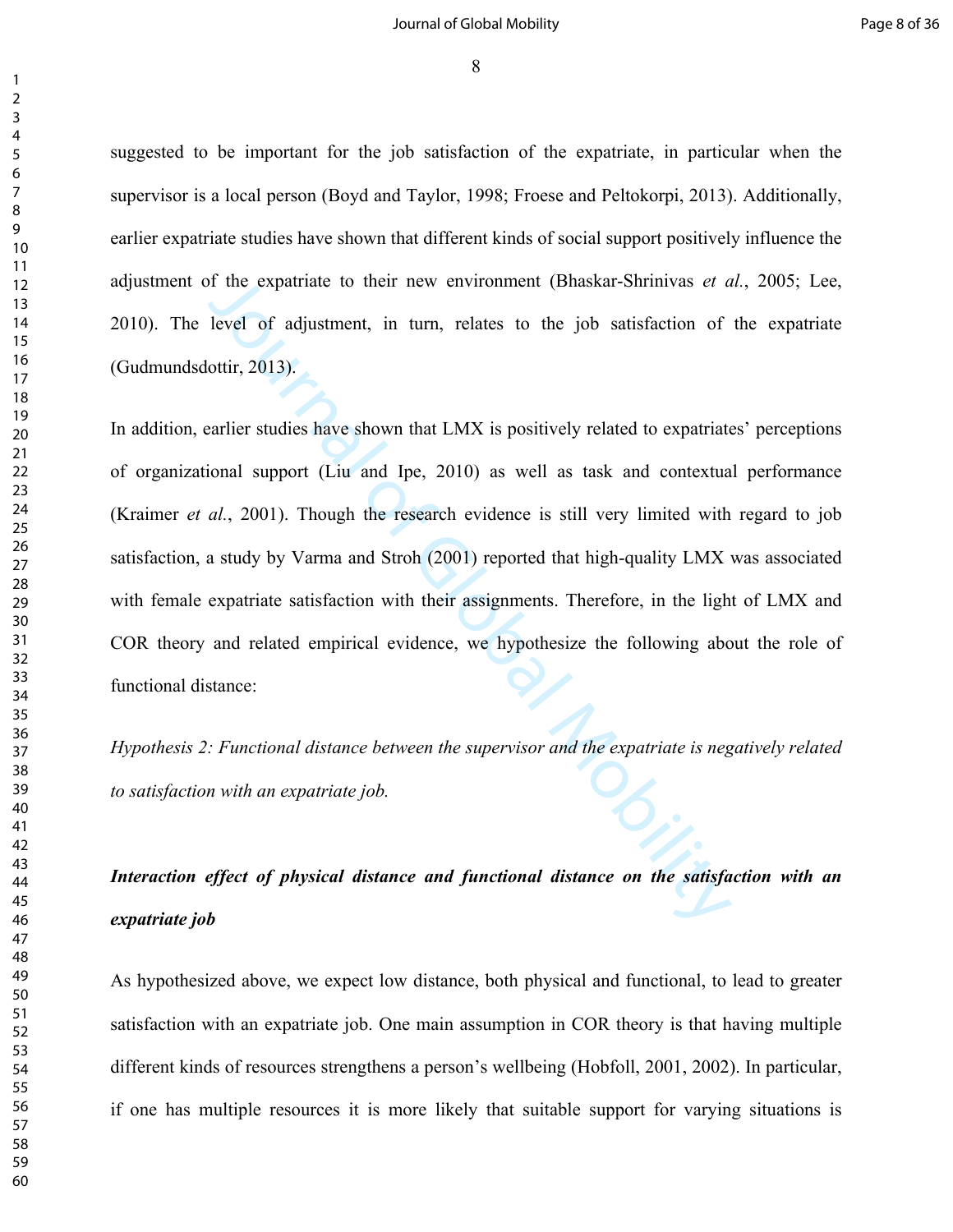suggested to be important for the job satisfaction of the expatriate, in particular when the supervisor is a local person (Boyd and Taylor, 1998; Froese and Peltokorpi, 2013). Additionally, earlier expatriate studies have shown that different kinds of social support positively influence the adjustment of the expatriate to their new environment (Bhaskar-Shrinivas *et al.*, 2005; Lee, 2010). The level of adjustment, in turn, relates to the job satisfaction of the expatriate (Gudmundsdottir, 2013).

In addition, earlier studies have shown that LMX is positively related to expatriates' perceptions of organizational support (Liu and Ipe, 2010) as well as task and contextual performance (Kraimer *et al.*, 2001). Though the research evidence is still very limited with regard to job satisfaction, a study by Varma and Stroh (2001) reported that high-quality LMX was associated with female expatriate satisfaction with their assignments. Therefore, in the light of LMX and COR theory and related empirical evidence, we hypothesize the following about the role of functional distance:

*Hypothesis 2: Functional distance between the supervisor and the expatriate is negatively related to satisfaction with an expatriate job.*

### *Interaction effect of physical distance and functional distance on the satisfaction with an expatriate job*

As hypothesized above, we expect low distance, both physical and functional, to lead to greater satisfaction with an expatriate job. One main assumption in COR theory is that having multiple different kinds of resources strengthens a person's wellbeing (Hobfoll, 2001, 2002). In particular, if one has multiple resources it is more likely that suitable support for varying situations is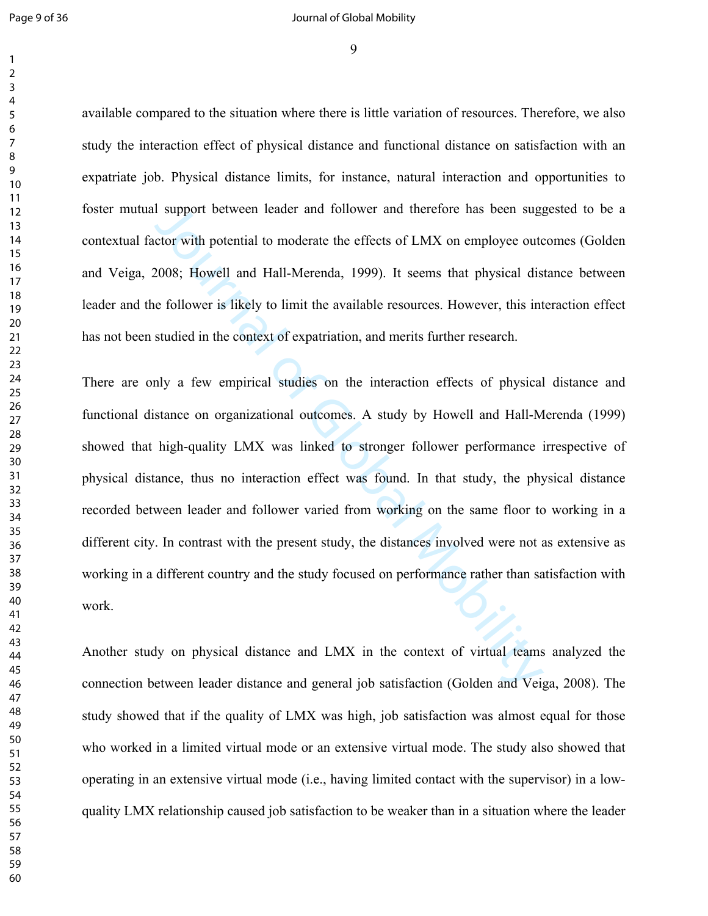available compared to the situation where there is little variation of resources. Therefore, we also study the interaction effect of physical distance and functional distance on satisfaction with an expatriate job. Physical distance limits, for instance, natural interaction and opportunities to foster mutual support between leader and follower and therefore has been suggested to be a contextual factor with potential to moderate the effects of LMX on employee outcomes (Golden and Veiga, 2008; Howell and Hall-Merenda, 1999). It seems that physical distance between leader and the follower is likely to limit the available resources. However, this interaction effect has not been studied in the context of expatriation, and merits further research.

There are only a few empirical studies on the interaction effects of physical distance and functional distance on organizational outcomes. A study by Howell and Hall-Merenda (1999) showed that high-quality LMX was linked to stronger follower performance irrespective of physical distance, thus no interaction effect was found. In that study, the physical distance recorded between leader and follower varied from working on the same floor to working in a different city. In contrast with the present study, the distances involved were not as extensive as working in a different country and the study focused on performance rather than satisfaction with work.

Another study on physical distance and LMX in the context of virtual teams analyzed the connection between leader distance and general job satisfaction (Golden and Veiga, 2008). The study showed that if the quality of LMX was high, job satisfaction was almost equal for those who worked in a limited virtual mode or an extensive virtual mode. The study also showed that operating in an extensive virtual mode (i.e., having limited contact with the supervisor) in a low-quality LMX relationship caused job satisfaction to be weaker than in a situation where the leader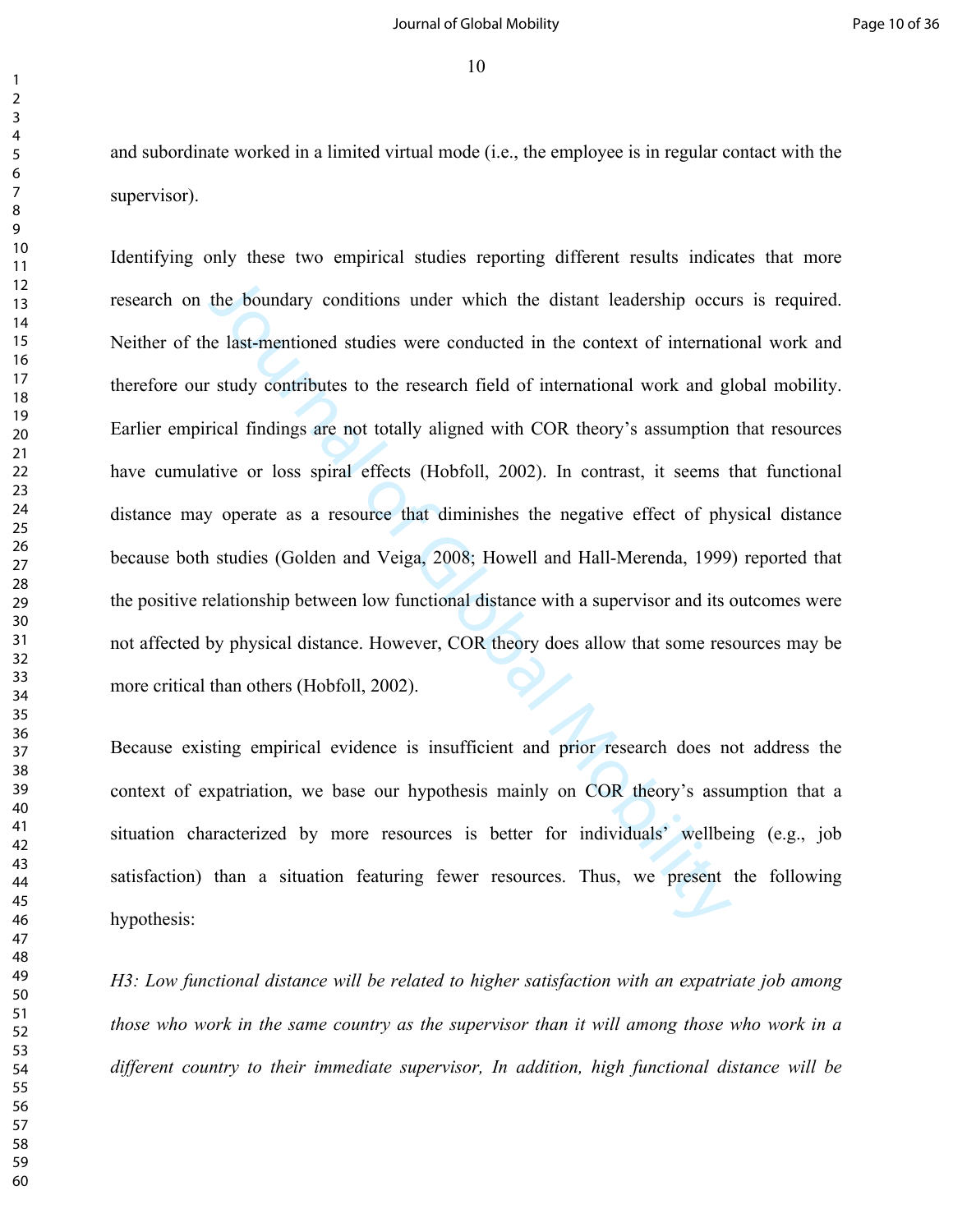and subordinate worked in a limited virtual mode (i.e., the employee is in regular contact with the supervisor).

Identifying only these two empirical studies reporting different results indicates that more research on the boundary conditions under which the distant leadership occurs is required. Neither of the last-mentioned studies were conducted in the context of international work and therefore our study contributes to the research field of international work and global mobility. Earlier empirical findings are not totally aligned with COR theory's assumption that resources have cumulative or loss spiral effects (Hobfoll, 2002). In contrast, it seems that functional distance may operate as a resource that diminishes the negative effect of physical distance because both studies (Golden and Veiga, 2008; Howell and Hall-Merenda, 1999) reported that the positive relationship between low functional distance with a supervisor and its outcomes were not affected by physical distance. However, COR theory does allow that some resources may be more critical than others (Hobfoll, 2002).

Because existing empirical evidence is insufficient and prior research does not address the context of expatriation, we base our hypothesis mainly on COR theory's assumption that a situation characterized by more resources is better for individuals' wellbeing (e.g., job satisfaction) than a situation featuring fewer resources. Thus, we present the following hypothesis:

*H3: Low functional distance will be related to higher satisfaction with an expatriate job among those who work in the same country as the supervisor than it will among those who work in a different country to their immediate supervisor, In addition, high functional distance will be*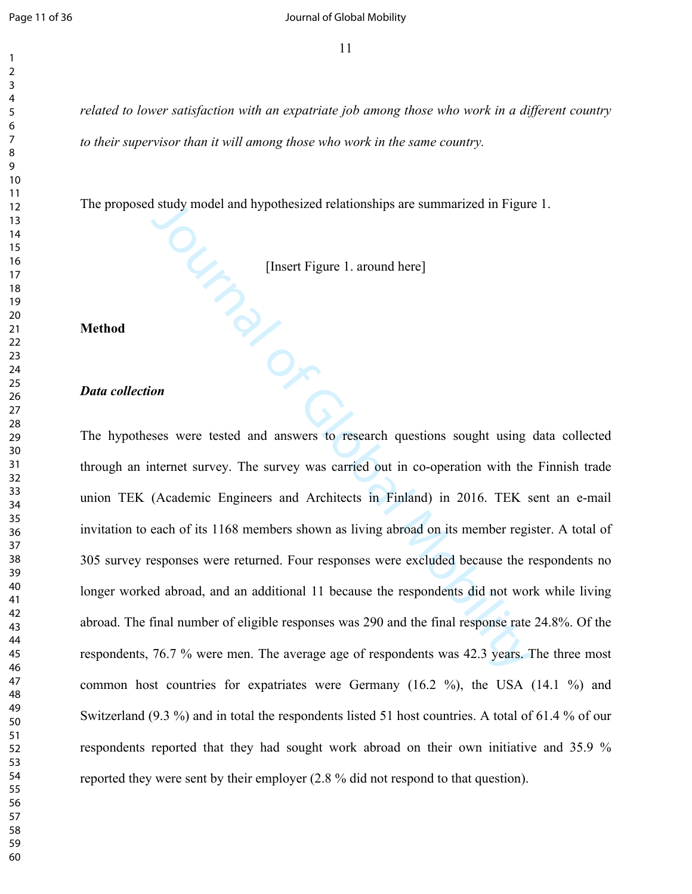*related to lower satisfaction with an expatriate job among those who work in a different country to their supervisor than it will among those who work in the same country.*

The proposed study model and hypothesized relationships are summarized in Figure 1.

[Insert Figure 1. around here]

## Method

### *Data collection*

The hypotheses were tested and answers to research questions sought using data collected through an internet survey. The survey was carried out in co-operation with the Finnish trade union TEK (Academic Engineers and Architects in Finland) in 2016. TEK sent an e-mail invitation to each of its 1168 members shown as living abroad on its member register. A total of 305 survey responses were returned. Four responses were excluded because the respondents no longer worked abroad, and an additional 11 because the respondents did not work while living abroad. The final number of eligible responses was 290 and the final response rate 24.8%. Of the respondents, 76.7 % were men. The average age of respondents was 42.3 years. The three most common host countries for expatriates were Germany (16.2 %), the USA (14.1 %) and Switzerland (9.3 %) and in total the respondents listed 51 host countries. A total of 61.4 % of our respondents reported that they had sought work abroad on their own initiative and 35.9 % reported they were sent by their employer (2.8 % did not respond to that question).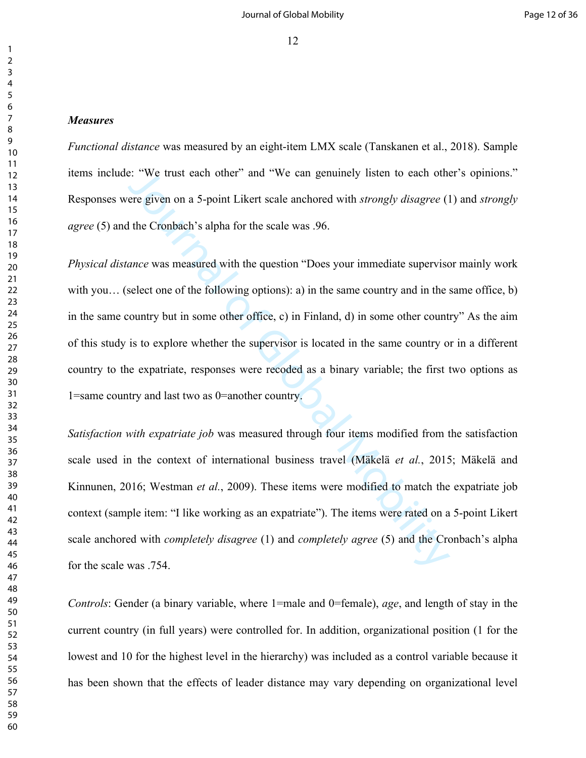### *Measures*

*Functional distance* was measured by an eight-item LMX scale (Tanskanen et al., 2018). Sample items include: "We trust each other" and "We can genuinely listen to each other's opinions." Responses were given on a 5-point Likert scale anchored with *strongly disagree* (1) and *strongly agree* (5) and the Cronbach's alpha for the scale was .96.

*Physical distance* was measured with the question "Does your immediate supervisor mainly work with you… (select one of the following options): a) in the same country and in the same office, b) in the same country but in some other office, c) in Finland, d) in some other country" As the aim of this study is to explore whether the supervisor is located in the same country or in a different country to the expatriate, responses were recoded as a binary variable; the first two options as 1=same country and last two as 0=another country.

*Satisfaction with expatriate job* was measured through four items modified from the satisfaction scale used in the context of international business travel (Mäkelä *et al.*, 2015; Mäkelä and Kinnunen, 2016; Westman *et al.*, 2009). These items were modified to match the expatriate job context (sample item: "I like working as an expatriate"). The items were rated on a 5-point Likert scale anchored with *completely disagree* (1) and *completely agree* (5) and the Cronbach's alpha for the scale was .754.

*Controls*: Gender (a binary variable, where 1=male and 0=female), *age*, and length of stay in the current country (in full years) were controlled for. In addition, organizational position (1 for the lowest and 10 for the highest level in the hierarchy) was included as a control variable because it has been shown that the effects of leader distance may vary depending on organizational level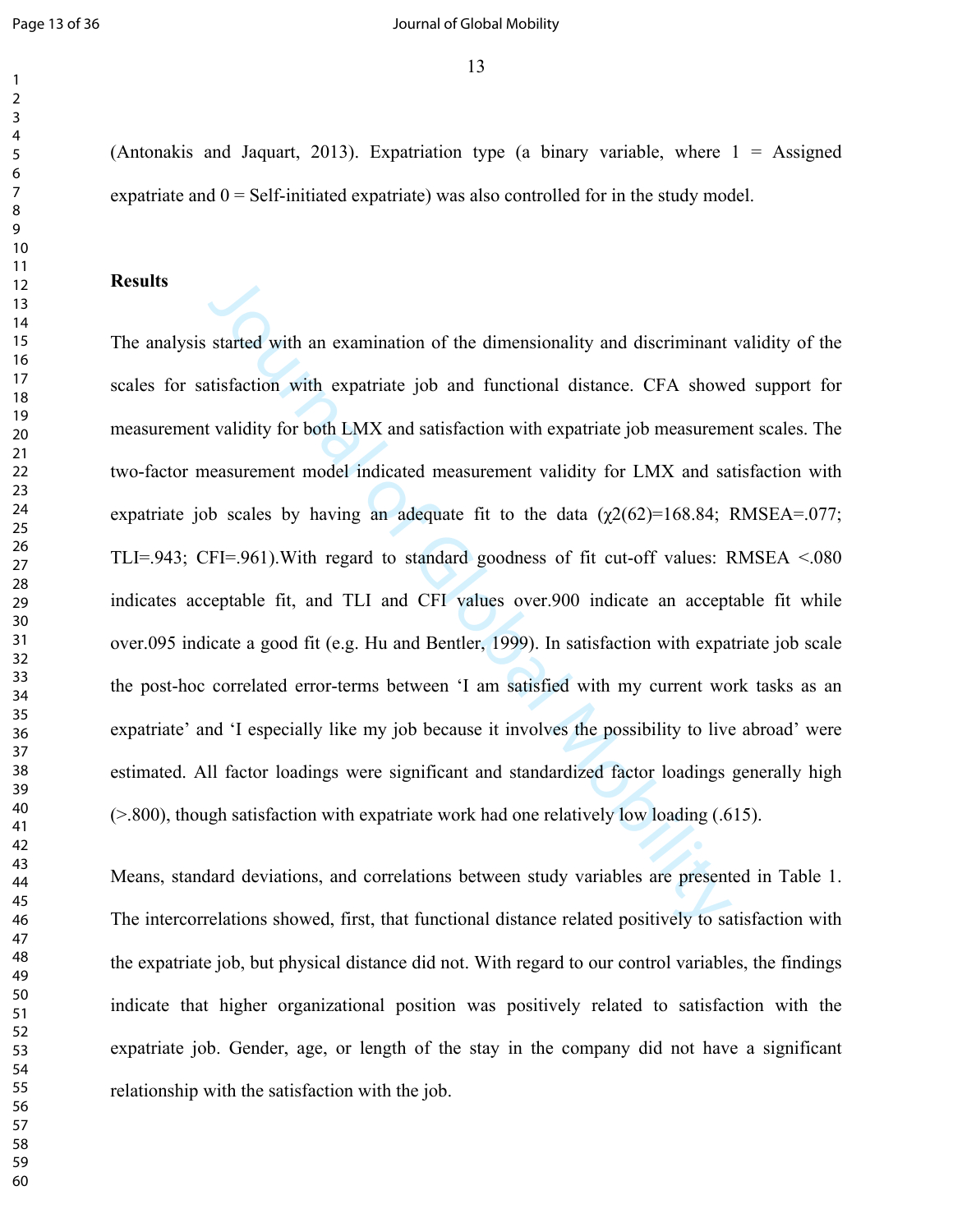(Antonakis and Jaquart, 2013). Expatriation type (a binary variable, where 1 = Assigned expatriate and 0 = Self-initiated expatriate) was also controlled for in the study model.

## Results

The analysis started with an examination of the dimensionality and discriminant validity of the scales for satisfaction with expatriate job and functional distance. CFA showed support for measurement validity for both LMX and satisfaction with expatriate job measurement scales. The two-factor measurement model indicated measurement validity for LMX and satisfaction with expatriate job scales by having an adequate fit to the data ($\chi 2(62)=168.84$; RMSEA=.077; TLI=.943; CFI=.961).With regard to standard goodness of fit cut-off values: RMSEA <.080 indicates acceptable fit, and TLI and CFI values over.900 indicate an acceptable fit while over.095 indicate a good fit (e.g. Hu and Bentler, 1999). In satisfaction with expatriate job scale the post-hoc correlated error-terms between 'I am satisfied with my current work tasks as an expatriate' and 'I especially like my job because it involves the possibility to live abroad' were estimated. All factor loadings were significant and standardized factor loadings generally high (>.800), though satisfaction with expatriate work had one relatively low loading (.615).

Means, standard deviations, and correlations between study variables are presented in Table 1. The intercorrelations showed, first, that functional distance related positively to satisfaction with the expatriate job, but physical distance did not. With regard to our control variables, the findings indicate that higher organizational position was positively related to satisfaction with the expatriate job. Gender, age, or length of the stay in the company did not have a significant relationship with the satisfaction with the job.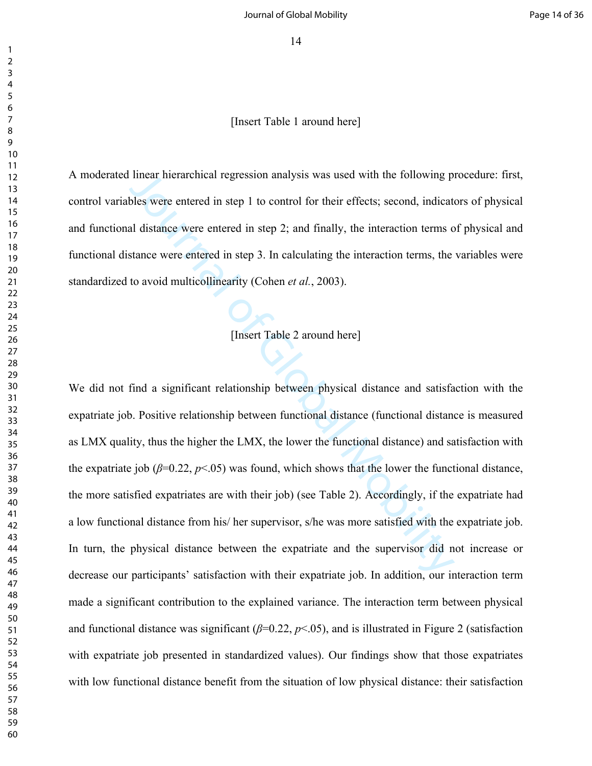[Insert Table 1 around here]

A moderated linear hierarchical regression analysis was used with the following procedure: first, control variables were entered in step 1 to control for their effects; second, indicators of physical and functional distance were entered in step 2; and finally, the interaction terms of physical and functional distance were entered in step 3. In calculating the interaction terms, the variables were standardized to avoid multicollinearity (Cohen *et al.*, 2003).

[Insert Table 2 around here]

We did not find a significant relationship between physical distance and satisfaction with the expatriate job. Positive relationship between functional distance (functional distance is measured as LMX quality, thus the higher the LMX, the lower the functional distance) and satisfaction with the expatriate job ($\beta$=0.22, $p$<.05) was found, which shows that the lower the functional distance, the more satisfied expatriates are with their job) (see Table 2). Accordingly, if the expatriate had a low functional distance from his/ her supervisor, s/he was more satisfied with the expatriate job. In turn, the physical distance between the expatriate and the supervisor did not increase or decrease our participants' satisfaction with their expatriate job. In addition, our interaction term made a significant contribution to the explained variance. The interaction term between physical and functional distance was significant ($\beta$=0.22, $p$<.05), and is illustrated in Figure 2 (satisfaction with expatriate job presented in standardized values). Our findings show that those expatriates with low functional distance benefit from the situation of low physical distance: their satisfaction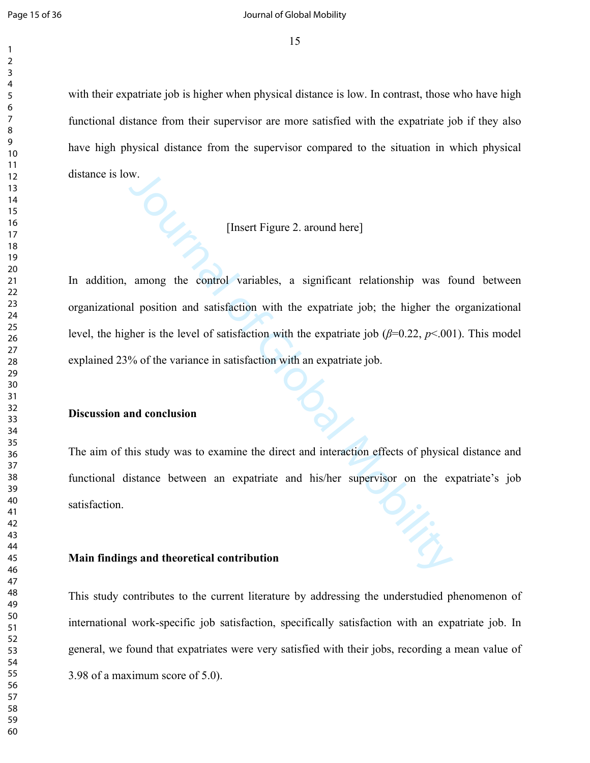with their expatriate job is higher when physical distance is low. In contrast, those who have high functional distance from their supervisor are more satisfied with the expatriate job if they also have high physical distance from the supervisor compared to the situation in which physical distance is low.

[Insert Figure 2. around here]

In addition, among the control variables, a significant relationship was found between organizational position and satisfaction with the expatriate job; the higher the organizational level, the higher is the level of satisfaction with the expatriate job ($\beta$=0.22, $p$<.001). This model explained 23% of the variance in satisfaction with an expatriate job.

## Discussion and conclusion

The aim of this study was to examine the direct and interaction effects of physical distance and functional distance between an expatriate and his/her supervisor on the expatriate's job satisfaction.

### Main findings and theoretical contribution

This study contributes to the current literature by addressing the understudied phenomenon of international work-specific job satisfaction, specifically satisfaction with an expatriate job. In general, we found that expatriates were very satisfied with their jobs, recording a mean value of 3.98 of a maximum score of 5.0).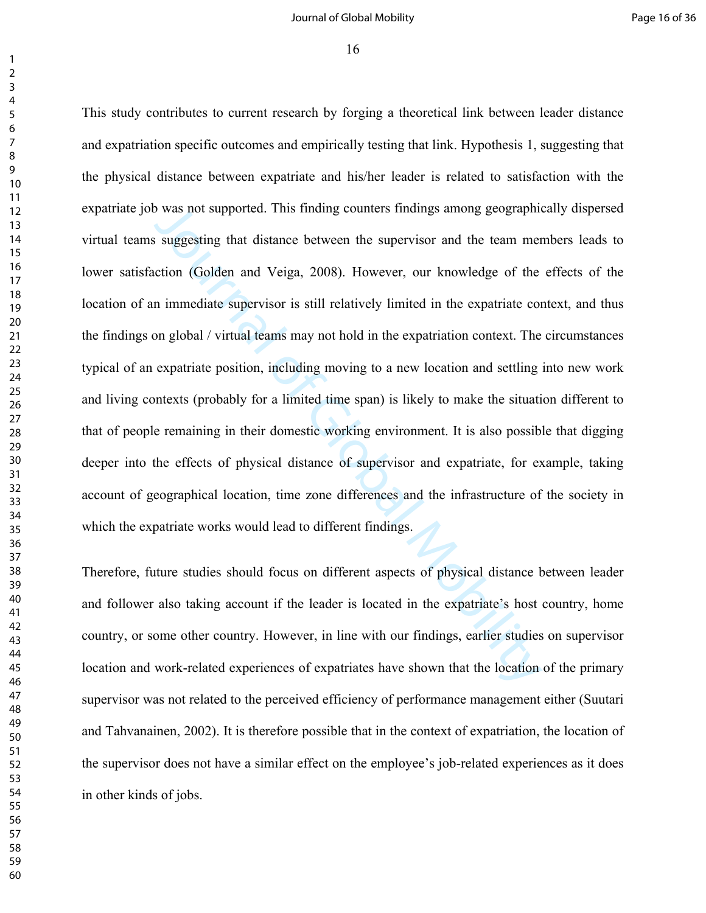This study contributes to current research by forging a theoretical link between leader distance and expatriation specific outcomes and empirically testing that link. Hypothesis 1, suggesting that the physical distance between expatriate and his/her leader is related to satisfaction with the expatriate job was not supported. This finding counters findings among geographically dispersed virtual teams suggesting that distance between the supervisor and the team members leads to lower satisfaction (Golden and Veiga, 2008). However, our knowledge of the effects of the location of an immediate supervisor is still relatively limited in the expatriate context, and thus the findings on global / virtual teams may not hold in the expatriation context. The circumstances typical of an expatriate position, including moving to a new location and settling into new work and living contexts (probably for a limited time span) is likely to make the situation different to that of people remaining in their domestic working environment. It is also possible that digging deeper into the effects of physical distance of supervisor and expatriate, for example, taking account of geographical location, time zone differences and the infrastructure of the society in which the expatriate works would lead to different findings.

Therefore, future studies should focus on different aspects of physical distance between leader and follower also taking account if the leader is located in the expatriate's host country, home country, or some other country. However, in line with our findings, earlier studies on supervisor location and work-related experiences of expatriates have shown that the location of the primary supervisor was not related to the perceived efficiency of performance management either (Suutari and Tahvanainen, 2002). It is therefore possible that in the context of expatriation, the location of the supervisor does not have a similar effect on the employee's job-related experiences as it does in other kinds of jobs.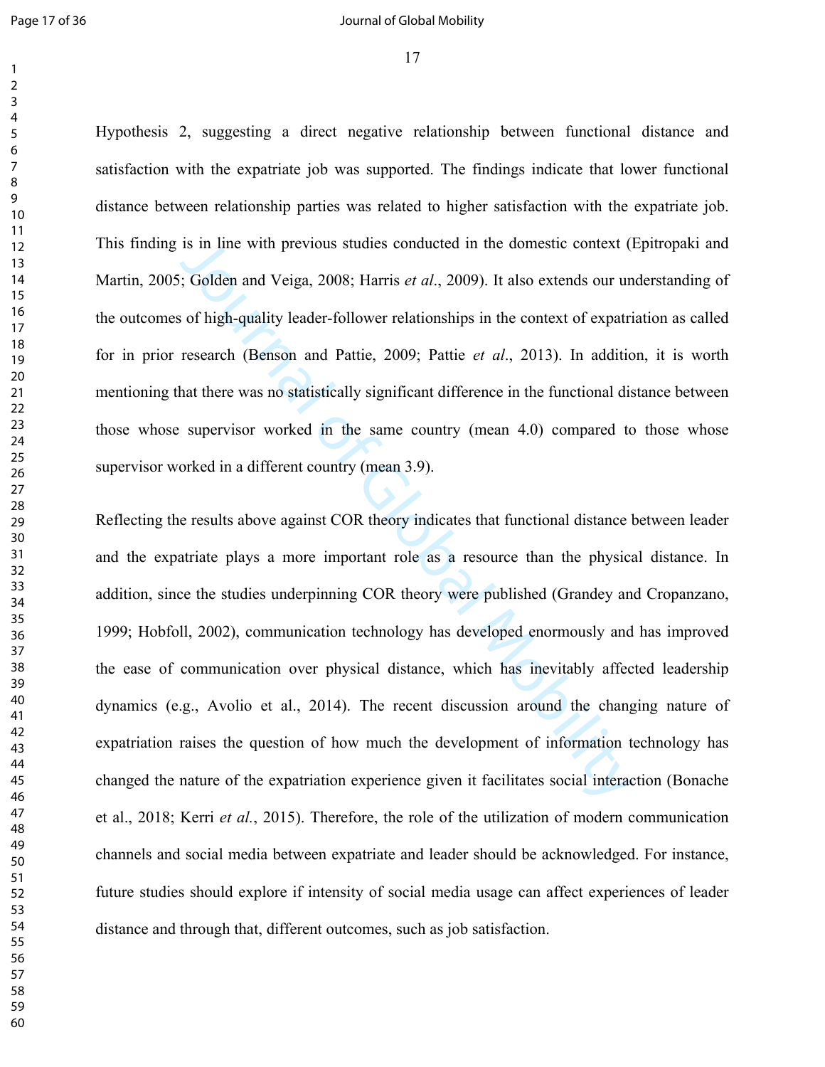Hypothesis 2, suggesting a direct negative relationship between functional distance and satisfaction with the expatriate job was supported. The findings indicate that lower functional distance between relationship parties was related to higher satisfaction with the expatriate job. This finding is in line with previous studies conducted in the domestic context (Epitropaki and Martin, 2005; Golden and Veiga, 2008; Harris *et al*., 2009). It also extends our understanding of the outcomes of high-quality leader-follower relationships in the context of expatriation as called for in prior research (Benson and Pattie, 2009; Pattie *et al*., 2013). In addition, it is worth mentioning that there was no statistically significant difference in the functional distance between those whose supervisor worked in the same country (mean 4.0) compared to those whose supervisor worked in a different country (mean 3.9).

Reflecting the results above against COR theory indicates that functional distance between leader and the expatriate plays a more important role as a resource than the physical distance. In addition, since the studies underpinning COR theory were published (Grandey and Cropanzano, 1999; Hobfoll, 2002), communication technology has developed enormously and has improved the ease of communication over physical distance, which has inevitably affected leadership dynamics (e.g., Avolio et al., 2014). The recent discussion around the changing nature of expatriation raises the question of how much the development of information technology has changed the nature of the expatriation experience given it facilitates social interaction (Bonache et al., 2018; Kerri *et al.*, 2015). Therefore, the role of the utilization of modern communication channels and social media between expatriate and leader should be acknowledged. For instance, future studies should explore if intensity of social media usage can affect experiences of leader distance and through that, different outcomes, such as job satisfaction.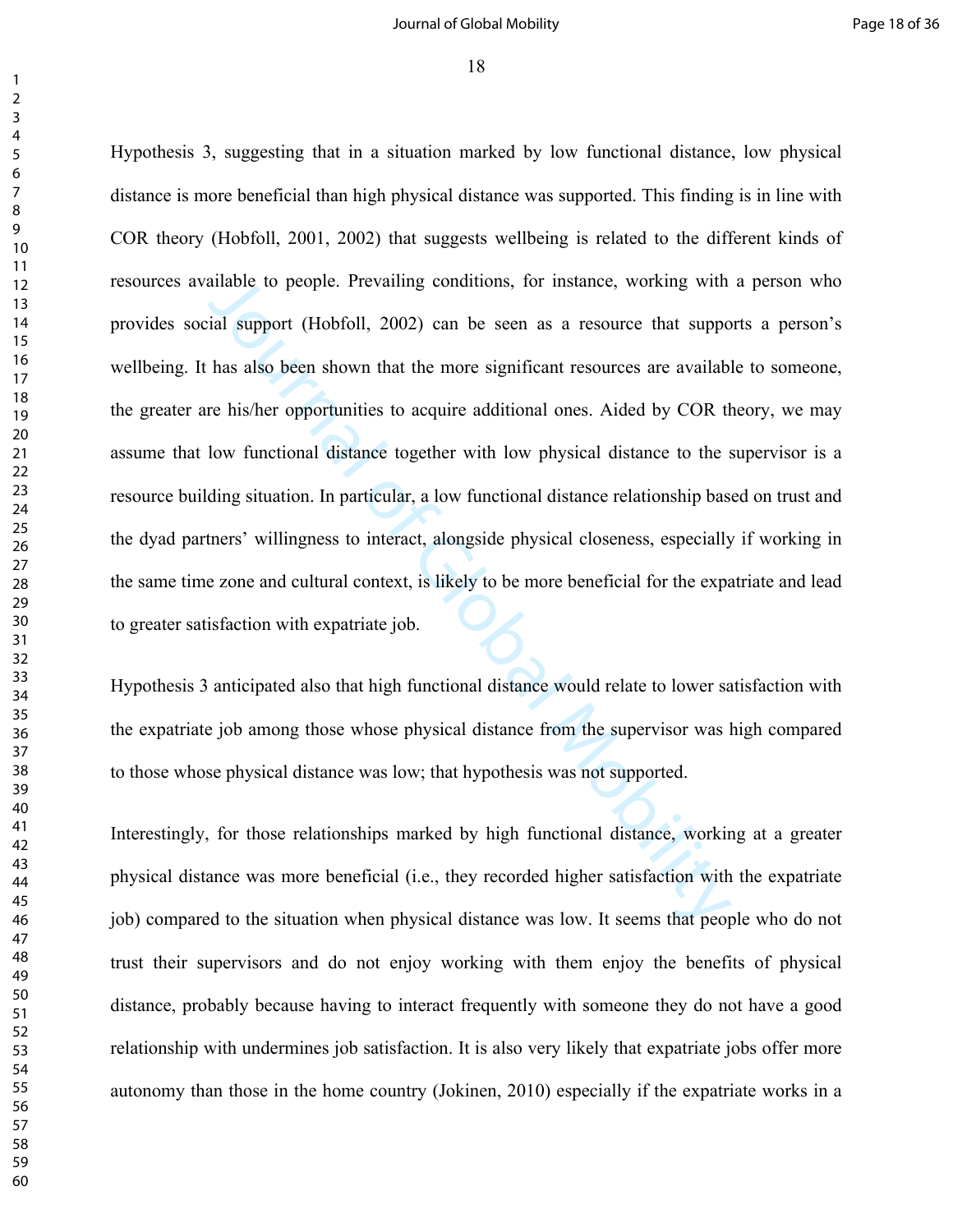Hypothesis 3, suggesting that in a situation marked by low functional distance, low physical distance is more beneficial than high physical distance was supported. This finding is in line with COR theory (Hobfoll, 2001, 2002) that suggests wellbeing is related to the different kinds of resources available to people. Prevailing conditions, for instance, working with a person who provides social support (Hobfoll, 2002) can be seen as a resource that supports a person's wellbeing. It has also been shown that the more significant resources are available to someone, the greater are his/her opportunities to acquire additional ones. Aided by COR theory, we may assume that low functional distance together with low physical distance to the supervisor is a resource building situation. In particular, a low functional distance relationship based on trust and the dyad partners' willingness to interact, alongside physical closeness, especially if working in the same time zone and cultural context, is likely to be more beneficial for the expatriate and lead to greater satisfaction with expatriate job.

Hypothesis 3 anticipated also that high functional distance would relate to lower satisfaction with the expatriate job among those whose physical distance from the supervisor was high compared to those whose physical distance was low; that hypothesis was not supported.

Interestingly, for those relationships marked by high functional distance, working at a greater physical distance was more beneficial (i.e., they recorded higher satisfaction with the expatriate job) compared to the situation when physical distance was low. It seems that people who do not trust their supervisors and do not enjoy working with them enjoy the benefits of physical distance, probably because having to interact frequently with someone they do not have a good relationship with undermines job satisfaction. It is also very likely that expatriate jobs offer more autonomy than those in the home country (Jokinen, 2010) especially if the expatriate works in a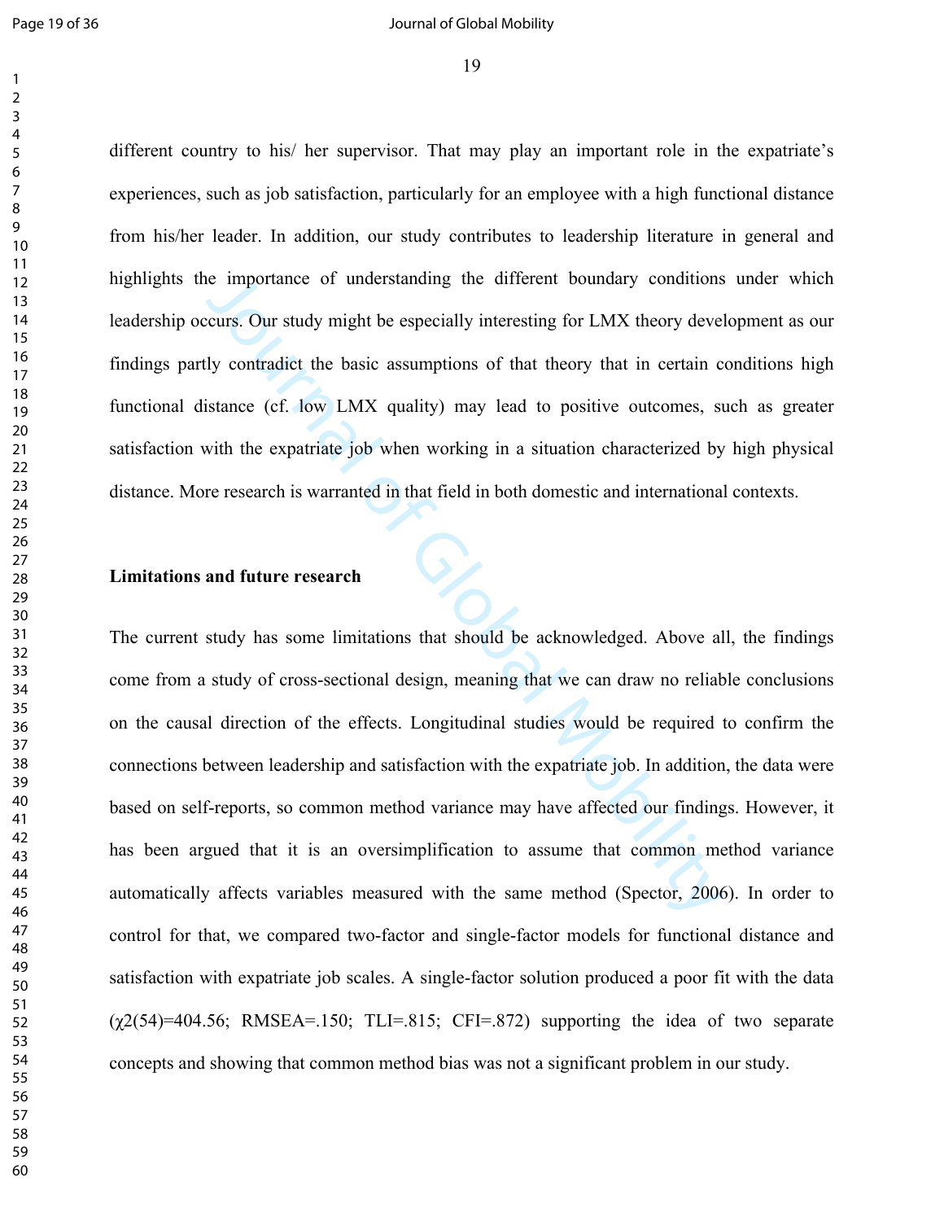different country to his/ her supervisor. That may play an important role in the expatriate's experiences, such as job satisfaction, particularly for an employee with a high functional distance from his/her leader. In addition, our study contributes to leadership literature in general and highlights the importance of understanding the different boundary conditions under which leadership occurs. Our study might be especially interesting for LMX theory development as our findings partly contradict the basic assumptions of that theory that in certain conditions high functional distance (cf. low LMX quality) may lead to positive outcomes, such as greater satisfaction with the expatriate job when working in a situation characterized by high physical distance. More research is warranted in that field in both domestic and international contexts.

**Limitations and future research**

The current study has some limitations that should be acknowledged. Above all, the findings come from a study of cross-sectional design, meaning that we can draw no reliable conclusions on the causal direction of the effects. Longitudinal studies would be required to confirm the connections between leadership and satisfaction with the expatriate job. In addition, the data were based on self-reports, so common method variance may have affected our findings. However, it has been argued that it is an oversimplification to assume that common method variance automatically affects variables measured with the same method (Spector, 2006). In order to control for that, we compared two-factor and single-factor models for functional distance and satisfaction with expatriate job scales. A single-factor solution produced a poor fit with the data ($\chi2(54)$=404.56; RMSEA=.150; TLI=.815; CFI=.872) supporting the idea of two separate concepts and showing that common method bias was not a significant problem in our study.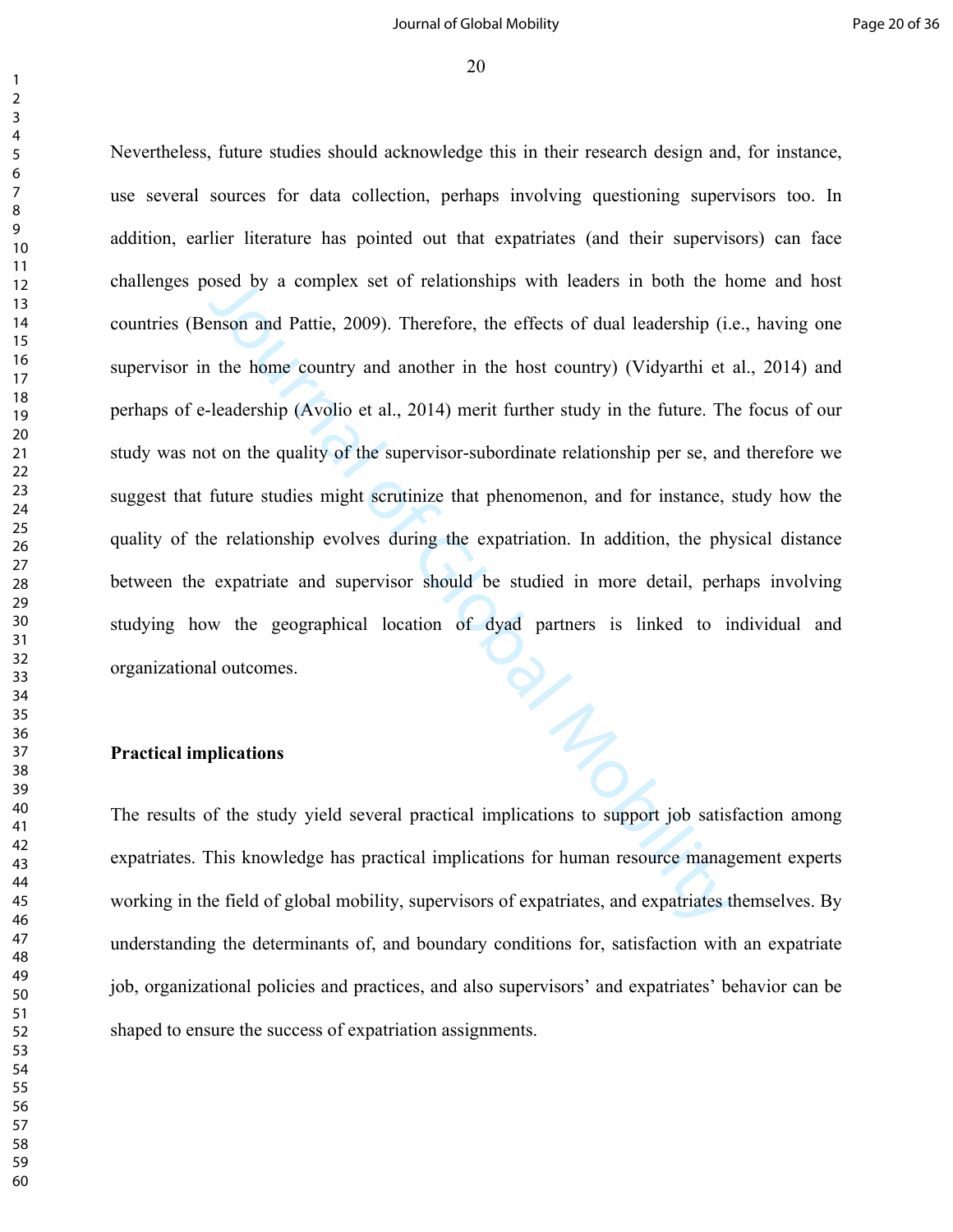Nevertheless, future studies should acknowledge this in their research design and, for instance, use several sources for data collection, perhaps involving questioning supervisors too. In addition, earlier literature has pointed out that expatriates (and their supervisors) can face challenges posed by a complex set of relationships with leaders in both the home and host countries (Benson and Pattie, 2009). Therefore, the effects of dual leadership (i.e., having one supervisor in the home country and another in the host country) (Vidyarthi et al., 2014) and perhaps of e-leadership (Avolio et al., 2014) merit further study in the future. The focus of our study was not on the quality of the supervisor-subordinate relationship per se, and therefore we suggest that future studies might scrutinize that phenomenon, and for instance, study how the quality of the relationship evolves during the expatriation. In addition, the physical distance between the expatriate and supervisor should be studied in more detail, perhaps involving studying how the geographical location of dyad partners is linked to individual and organizational outcomes.

**Practical implications**

The results of the study yield several practical implications to support job satisfaction among expatriates. This knowledge has practical implications for human resource management experts working in the field of global mobility, supervisors of expatriates, and expatriates themselves. By understanding the determinants of, and boundary conditions for, satisfaction with an expatriate job, organizational policies and practices, and also supervisors' and expatriates' behavior can be shaped to ensure the success of expatriation assignments.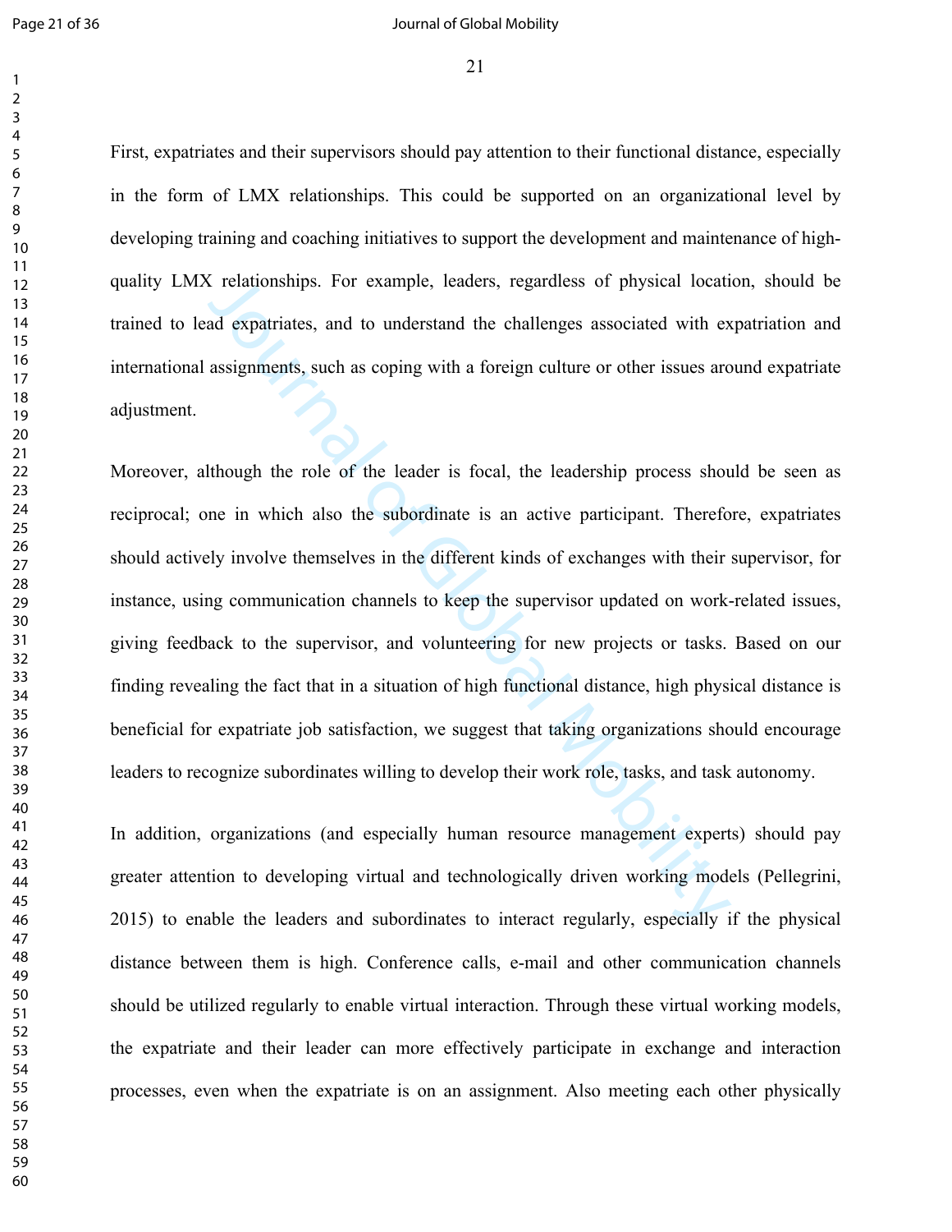First, expatriates and their supervisors should pay attention to their functional distance, especially in the form of LMX relationships. This could be supported on an organizational level by developing training and coaching initiatives to support the development and maintenance of high-quality LMX relationships. For example, leaders, regardless of physical location, should be trained to lead expatriates, and to understand the challenges associated with expatriation and international assignments, such as coping with a foreign culture or other issues around expatriate adjustment.

Moreover, although the role of the leader is focal, the leadership process should be seen as reciprocal; one in which also the subordinate is an active participant. Therefore, expatriates should actively involve themselves in the different kinds of exchanges with their supervisor, for instance, using communication channels to keep the supervisor updated on work-related issues, giving feedback to the supervisor, and volunteering for new projects or tasks. Based on our finding revealing the fact that in a situation of high functional distance, high physical distance is beneficial for expatriate job satisfaction, we suggest that taking organizations should encourage leaders to recognize subordinates willing to develop their work role, tasks, and task autonomy.

In addition, organizations (and especially human resource management experts) should pay greater attention to developing virtual and technologically driven working models (Pellegrini, 2015) to enable the leaders and subordinates to interact regularly, especially if the physical distance between them is high. Conference calls, e-mail and other communication channels should be utilized regularly to enable virtual interaction. Through these virtual working models, the expatriate and their leader can more effectively participate in exchange and interaction processes, even when the expatriate is on an assignment. Also meeting each other physically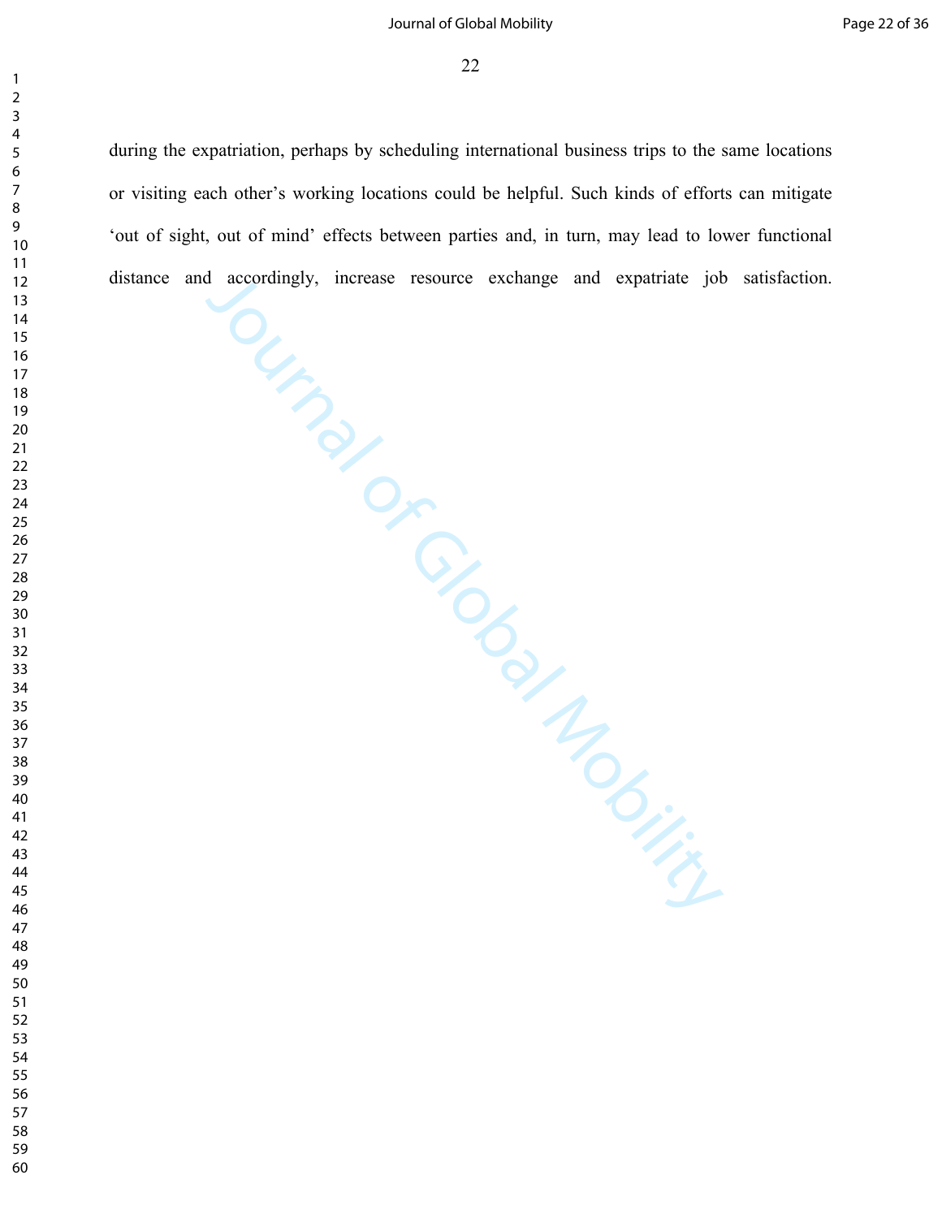during the expatriation, perhaps by scheduling international business trips to the same locations or visiting each other's working locations could be helpful. Such kinds of efforts can mitigate 'out of sight, out of mind' effects between parties and, in turn, may lead to lower functional distance and accordingly, increase resource exchange and expatriate job satisfaction.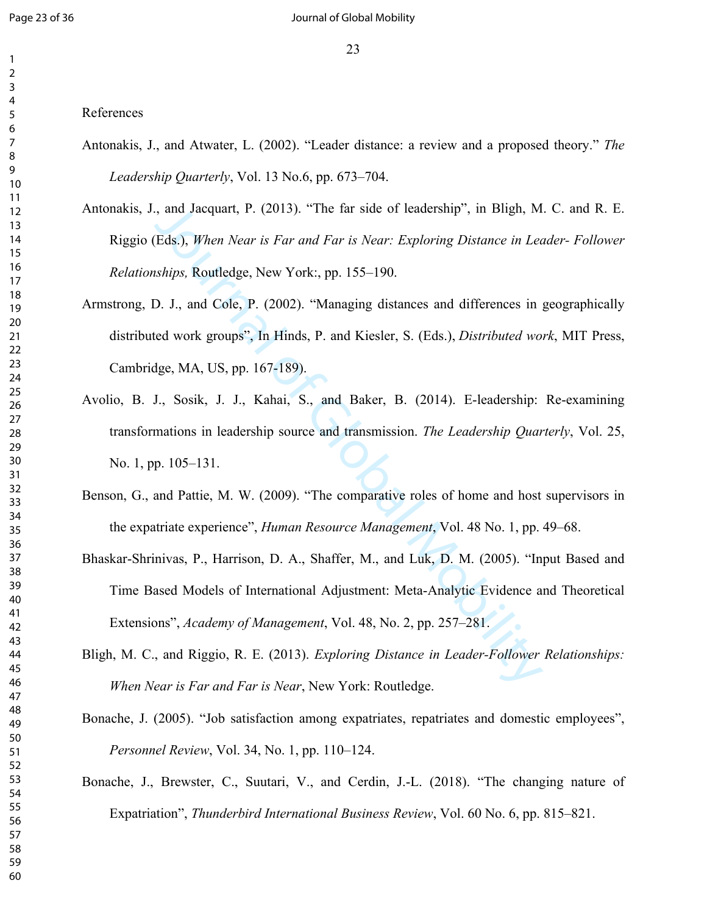References

Antonakis, J., and Atwater, L. (2002). “Leader distance: a review and a proposed theory.” *The Leadership Quarterly*, Vol. 13 No.6, pp. 673–704.

Antonakis, J., and Jacquart, P. (2013). “The far side of leadership”, in Bligh, M. C. and R. E. Riggio (Eds.), *When Near is Far and Far is Near: Exploring Distance in Leader- Follower Relationships,* Routledge, New York:, pp. 155–190.

Armstrong, D. J., and Cole, P. (2002). “Managing distances and differences in geographically distributed work groups”, In Hinds, P. and Kiesler, S. (Eds.), *Distributed work*, MIT Press, Cambridge, MA, US, pp. 167-189).

Avolio, B. J., Sosik, J. J., Kahai, S., and Baker, B. (2014). E-leadership: Re-examining transformations in leadership source and transmission. *The Leadership Quarterly*, Vol. 25, No. 1, pp. 105–131.

Benson, G., and Pattie, M. W. (2009). “The comparative roles of home and host supervisors in the expatriate experience”, *Human Resource Management*, Vol. 48 No. 1, pp. 49–68.

Bhaskar-Shrinivas, P., Harrison, D. A., Shaffer, M., and Luk, D. M. (2005). “Input Based and Time Based Models of International Adjustment: Meta-Analytic Evidence and Theoretical Extensions”, *Academy of Management*, Vol. 48, No. 2, pp. 257–281.

Bligh, M. C., and Riggio, R. E. (2013). *Exploring Distance in Leader-Follower Relationships: When Near is Far and Far is Near*, New York: Routledge.

Bonache, J. (2005). “Job satisfaction among expatriates, repatriates and domestic employees”, *Personnel Review*, Vol. 34, No. 1, pp. 110–124.

Bonache, J., Brewster, C., Suutari, V., and Cerdin, J.-L. (2018). “The changing nature of Expatriation”, *Thunderbird International Business Review*, Vol. 60 No. 6, pp. 815–821.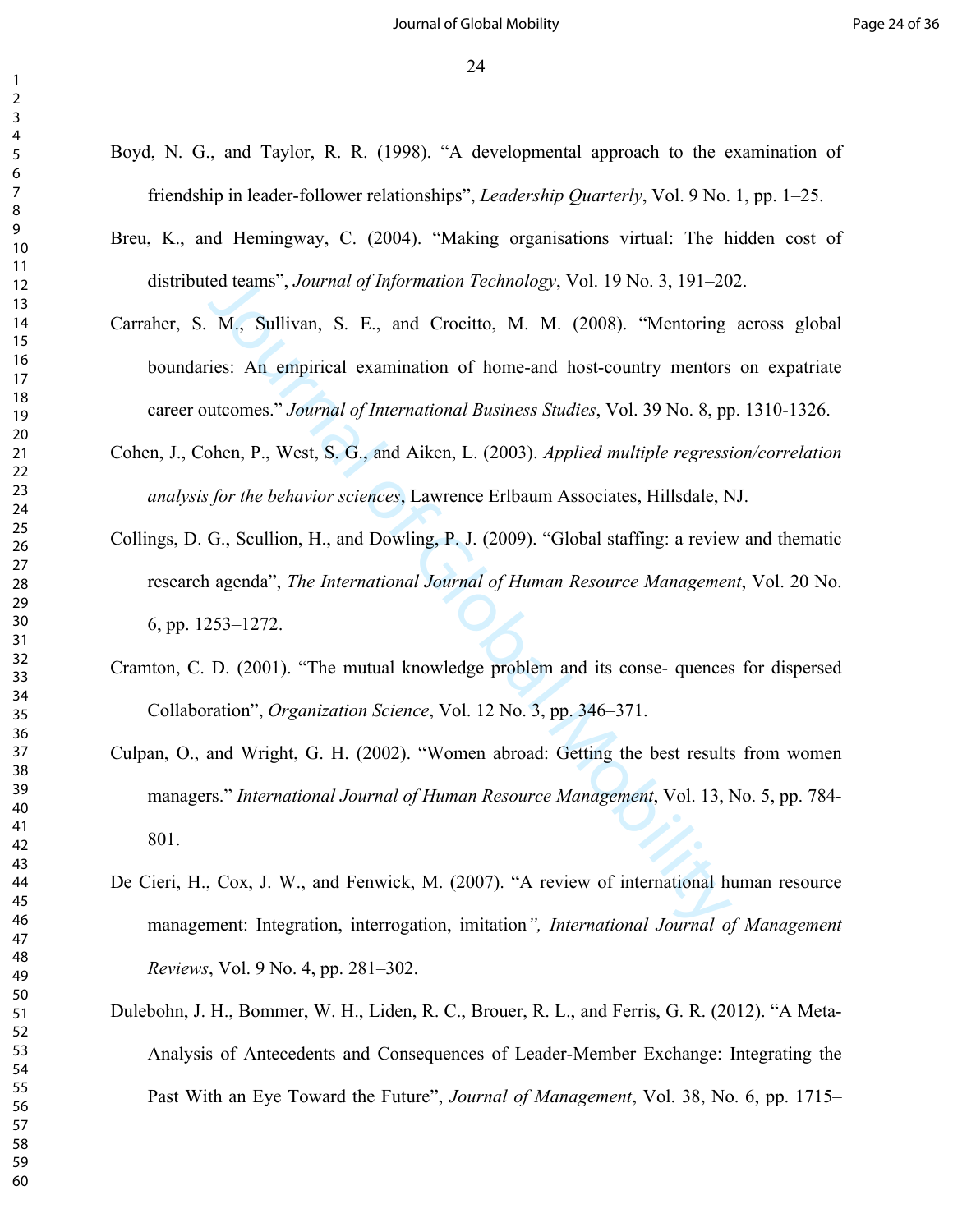Boyd, N. G., and Taylor, R. R. (1998). “A developmental approach to the examination of friendship in leader-follower relationships”, *Leadership Quarterly*, Vol. 9 No. 1, pp. 1–25.

Breu, K., and Hemingway, C. (2004). “Making organisations virtual: The hidden cost of distributed teams”, *Journal of Information Technology*, Vol. 19 No. 3, 191–202.

Carraher, S. M., Sullivan, S. E., and Crocitto, M. M. (2008). “Mentoring across global boundaries: An empirical examination of home-and host-country mentors on expatriate career outcomes.” *Journal of International Business Studies*, Vol. 39 No. 8, pp. 1310-1326.

Cohen, J., Cohen, P., West, S. G., and Aiken, L. (2003). *Applied multiple regression/correlation analysis for the behavior sciences*, Lawrence Erlbaum Associates, Hillsdale, NJ.

Collings, D. G., Scullion, H., and Dowling, P. J. (2009). “Global staffing: a review and thematic research agenda”, *The International Journal of Human Resource Management*, Vol. 20 No. 6, pp. 1253–1272.

Cramton, C. D. (2001). “The mutual knowledge problem and its conse- quences for dispersed Collaboration”, *Organization Science*, Vol. 12 No. 3, pp. 346–371.

Culpan, O., and Wright, G. H. (2002). “Women abroad: Getting the best results from women managers.” *International Journal of Human Resource Management*, Vol. 13, No. 5, pp. 784-801.

De Cieri, H., Cox, J. W., and Fenwick, M. (2007). “A review of international human resource management: Integration, interrogation, imitation*”, International Journal of Management Reviews*, Vol. 9 No. 4, pp. 281–302.

Dulebohn, J. H., Bommer, W. H., Liden, R. C., Brouer, R. L., and Ferris, G. R. (2012). “A Meta-Analysis of Antecedents and Consequences of Leader-Member Exchange: Integrating the Past With an Eye Toward the Future”, *Journal of Management*, Vol. 38, No. 6, pp. 1715–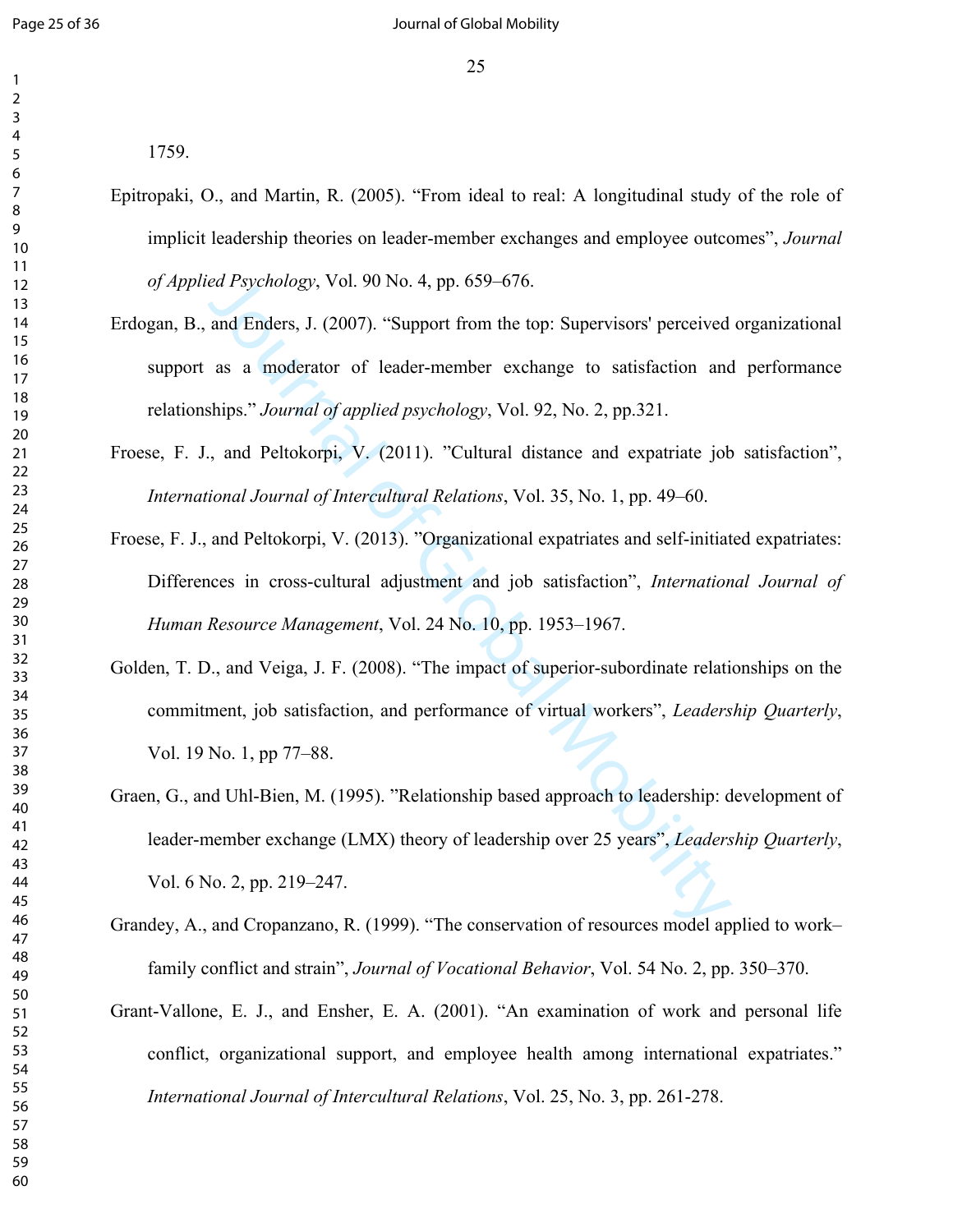1759.

Epitropaki, O., and Martin, R. (2005). “From ideal to real: A longitudinal study of the role of implicit leadership theories on leader-member exchanges and employee outcomes”, *Journal of Applied Psychology*, Vol. 90 No. 4, pp. 659–676.

Erdogan, B., and Enders, J. (2007). “Support from the top: Supervisors' perceived organizational support as a moderator of leader-member exchange to satisfaction and performance relationships.” *Journal of applied psychology*, Vol. 92, No. 2, pp.321.

Froese, F. J., and Peltokorpi, V. (2011). ”Cultural distance and expatriate job satisfaction”, *International Journal of Intercultural Relations*, Vol. 35, No. 1, pp. 49–60.

Froese, F. J., and Peltokorpi, V. (2013). ”Organizational expatriates and self-initiated expatriates: Differences in cross-cultural adjustment and job satisfaction”, *International Journal of Human Resource Management*, Vol. 24 No. 10, pp. 1953–1967.

Golden, T. D., and Veiga, J. F. (2008). “The impact of superior-subordinate relationships on the commitment, job satisfaction, and performance of virtual workers”, *Leadership Quarterly*, Vol. 19 No. 1, pp 77–88.

Graen, G., and Uhl-Bien, M. (1995). ”Relationship based approach to leadership: development of leader-member exchange (LMX) theory of leadership over 25 years”, *Leadership Quarterly*, Vol. 6 No. 2, pp. 219–247.

Grandey, A., and Cropanzano, R. (1999). “The conservation of resources model applied to work–family conflict and strain”, *Journal of Vocational Behavior*, Vol. 54 No. 2, pp. 350–370.

Grant-Vallone, E. J., and Ensher, E. A. (2001). “An examination of work and personal life conflict, organizational support, and employee health among international expatriates.” *International Journal of Intercultural Relations*, Vol. 25, No. 3, pp. 261-278.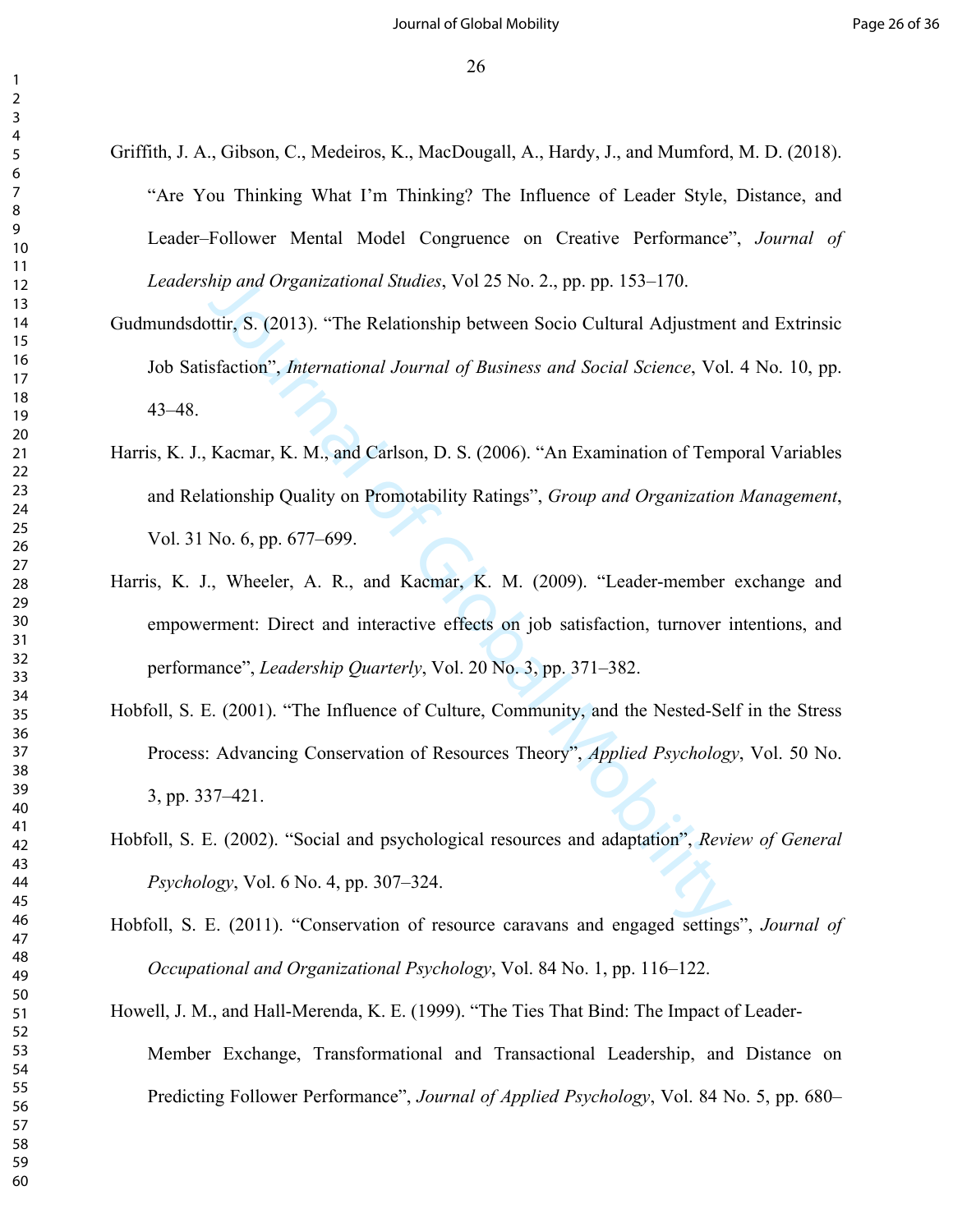Griffith, J. A., Gibson, C., Medeiros, K., MacDougall, A., Hardy, J., and Mumford, M. D. (2018). "Are You Thinking What I'm Thinking? The Influence of Leader Style, Distance, and Leader–Follower Mental Model Congruence on Creative Performance", *Journal of Leadership and Organizational Studies*, Vol 25 No. 2., pp. pp. 153–170.

Gudmundsdottir, S. (2013). "The Relationship between Socio Cultural Adjustment and Extrinsic Job Satisfaction", *International Journal of Business and Social Science*, Vol. 4 No. 10, pp. 43–48.

Harris, K. J., Kacmar, K. M., and Carlson, D. S. (2006). "An Examination of Temporal Variables and Relationship Quality on Promotability Ratings", *Group and Organization Management*, Vol. 31 No. 6, pp. 677–699.

Harris, K. J., Wheeler, A. R., and Kacmar, K. M. (2009). "Leader-member exchange and empowerment: Direct and interactive effects on job satisfaction, turnover intentions, and performance", *Leadership Quarterly*, Vol. 20 No. 3, pp. 371–382.

Hobfoll, S. E. (2001). "The Influence of Culture, Community, and the Nested-Self in the Stress Process: Advancing Conservation of Resources Theory", *Applied Psychology*, Vol. 50 No. 3, pp. 337–421.

Hobfoll, S. E. (2002). "Social and psychological resources and adaptation", *Review of General Psychology*, Vol. 6 No. 4, pp. 307–324.

Hobfoll, S. E. (2011). "Conservation of resource caravans and engaged settings", *Journal of Occupational and Organizational Psychology*, Vol. 84 No. 1, pp. 116–122.

Howell, J. M., and Hall-Merenda, K. E. (1999). "The Ties That Bind: The Impact of Leader-Member Exchange, Transformational and Transactional Leadership, and Distance on Predicting Follower Performance", *Journal of Applied Psychology*, Vol. 84 No. 5, pp. 680–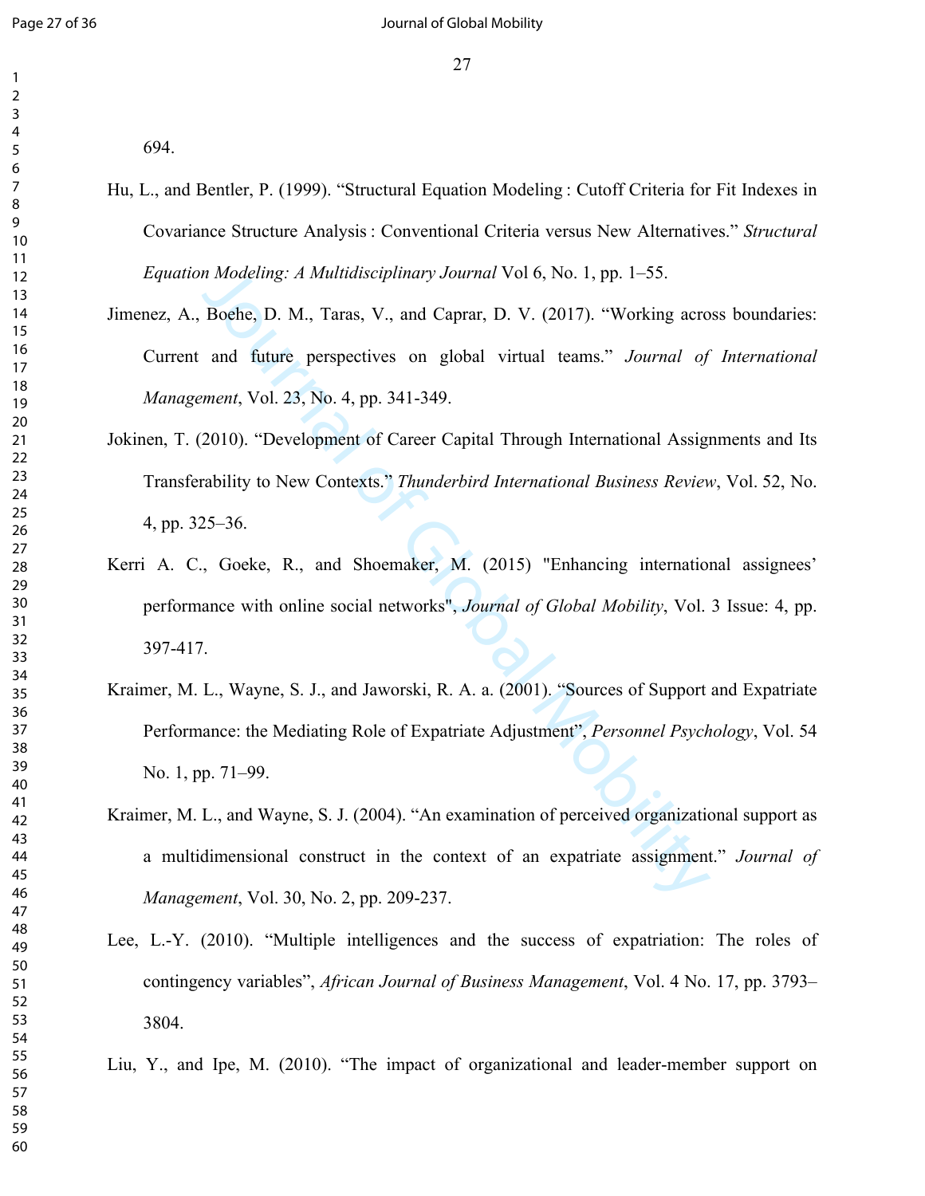694.

Hu, L., and Bentler, P. (1999). “Structural Equation Modeling : Cutoff Criteria for Fit Indexes in Covariance Structure Analysis : Conventional Criteria versus New Alternatives.” *Structural Equation Modeling: A Multidisciplinary Journal* Vol 6, No. 1, pp. 1–55.

Jimenez, A., Boehe, D. M., Taras, V., and Caprar, D. V. (2017). “Working across boundaries: Current and future perspectives on global virtual teams.” *Journal of International Management*, Vol. 23, No. 4, pp. 341-349.

Jokinen, T. (2010). “Development of Career Capital Through International Assignments and Its Transferability to New Contexts.” *Thunderbird International Business Review*, Vol. 52, No. 4, pp. 325–36.

Kerri A. C., Goeke, R., and Shoemaker, M. (2015) "Enhancing international assignees’ performance with online social networks", *Journal of Global Mobility*, Vol. 3 Issue: 4, pp. 397-417.

Kraimer, M. L., Wayne, S. J., and Jaworski, R. A. a. (2001). “Sources of Support and Expatriate Performance: the Mediating Role of Expatriate Adjustment”, *Personnel Psychology*, Vol. 54 No. 1, pp. 71–99.

Kraimer, M. L., and Wayne, S. J. (2004). “An examination of perceived organizational support as a multidimensional construct in the context of an expatriate assignment.” *Journal of Management*, Vol. 30, No. 2, pp. 209-237.

Lee, L.-Y. (2010). “Multiple intelligences and the success of expatriation: The roles of contingency variables”, *African Journal of Business Management*, Vol. 4 No. 17, pp. 3793–3804.

Liu, Y., and Ipe, M. (2010). “The impact of organizational and leader-member support on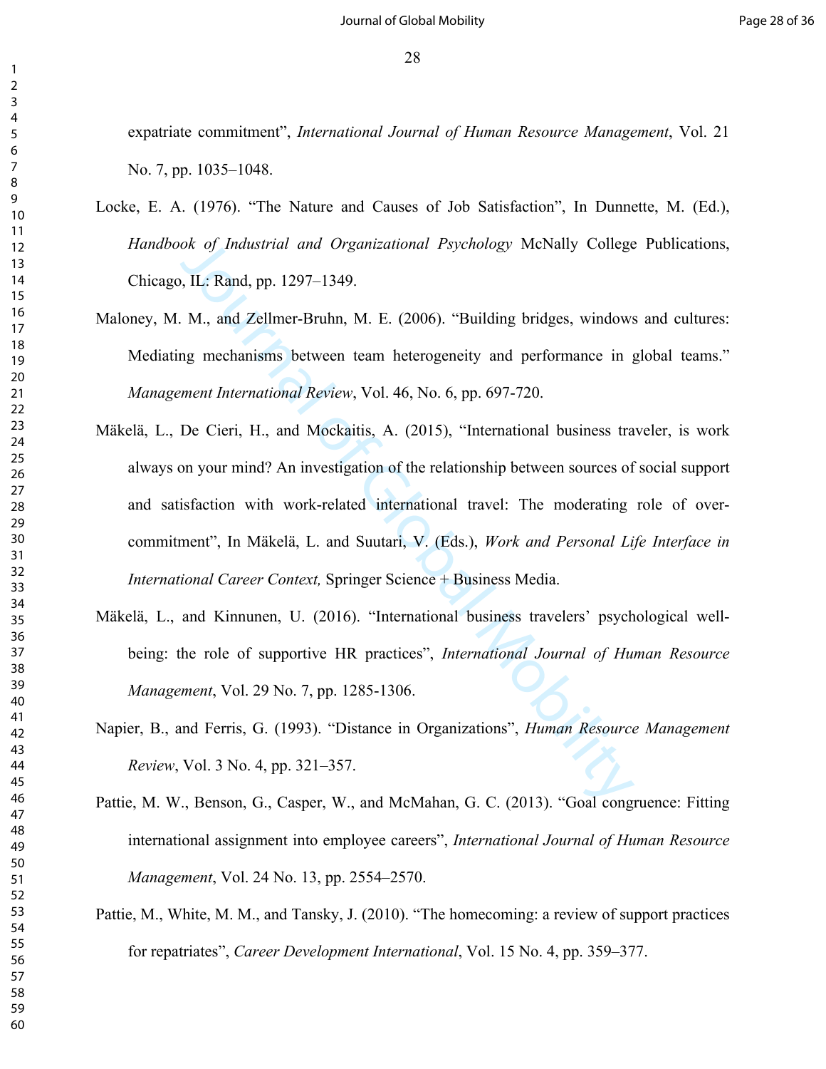expatriate commitment", *International Journal of Human Resource Management*, Vol. 21 No. 7, pp. 1035–1048.

Locke, E. A. (1976). "The Nature and Causes of Job Satisfaction", In Dunnette, M. (Ed.), *Handbook of Industrial and Organizational Psychology* McNally College Publications, Chicago, IL: Rand, pp. 1297–1349.

Maloney, M. M., and Zellmer-Bruhn, M. E. (2006). "Building bridges, windows and cultures: Mediating mechanisms between team heterogeneity and performance in global teams." *Management International Review*, Vol. 46, No. 6, pp. 697-720.

Mäkelä, L., De Cieri, H., and Mockaitis, A. (2015), "International business traveler, is work always on your mind? An investigation of the relationship between sources of social support and satisfaction with work-related international travel: The moderating role of over-commitment", In Mäkelä, L. and Suutari, V. (Eds.), *Work and Personal Life Interface in International Career Context,* Springer Science + Business Media.

Mäkelä, L., and Kinnunen, U. (2016). "International business travelers' psychological well-being: the role of supportive HR practices", *International Journal of Human Resource Management*, Vol. 29 No. 7, pp. 1285-1306.

Napier, B., and Ferris, G. (1993). "Distance in Organizations", *Human Resource Management Review*, Vol. 3 No. 4, pp. 321–357.

Pattie, M. W., Benson, G., Casper, W., and McMahan, G. C. (2013). "Goal congruence: Fitting international assignment into employee careers", *International Journal of Human Resource Management*, Vol. 24 No. 13, pp. 2554–2570.

Pattie, M., White, M. M., and Tansky, J. (2010). "The homecoming: a review of support practices for repatriates", *Career Development International*, Vol. 15 No. 4, pp. 359–377.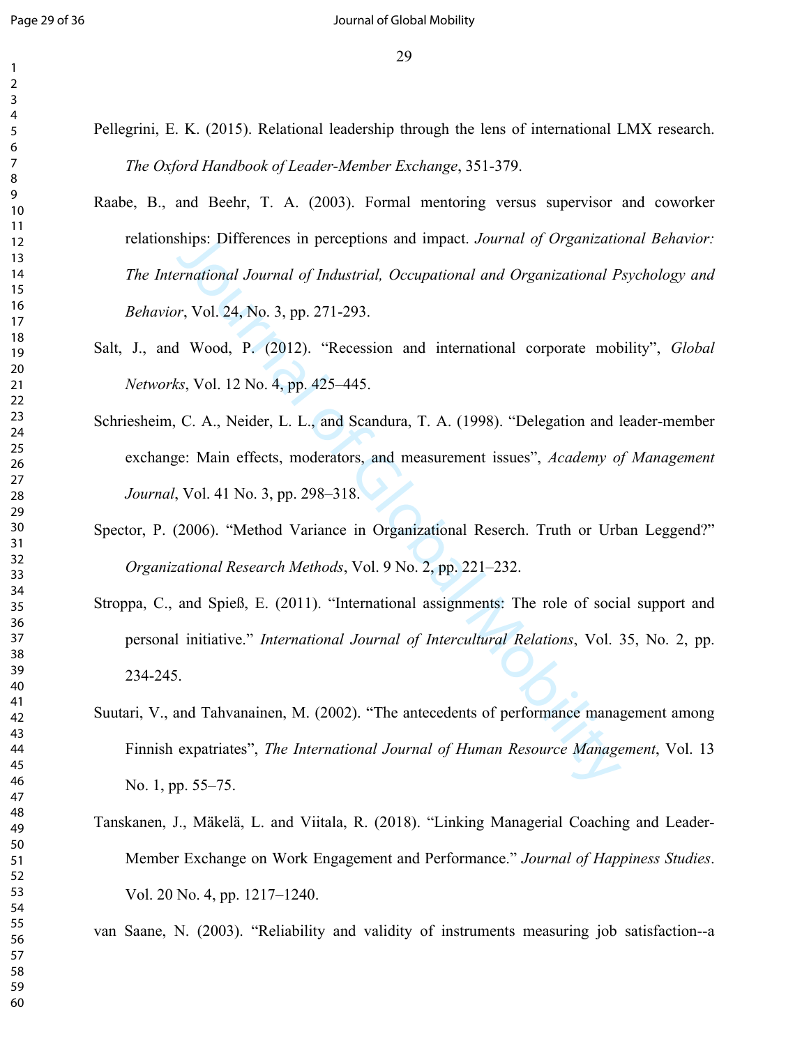Pellegrini, E. K. (2015). Relational leadership through the lens of international LMX research. *The Oxford Handbook of Leader-Member Exchange*, 351-379.

Raabe, B., and Beehr, T. A. (2003). Formal mentoring versus supervisor and coworker relationships: Differences in perceptions and impact. *Journal of Organizational Behavior: The International Journal of Industrial, Occupational and Organizational Psychology and Behavior*, Vol. 24, No. 3, pp. 271-293.

Salt, J., and Wood, P. (2012). "Recession and international corporate mobility", *Global Networks*, Vol. 12 No. 4, pp. 425–445.

Schriesheim, C. A., Neider, L. L., and Scandura, T. A. (1998). "Delegation and leader-member exchange: Main effects, moderators, and measurement issues", *Academy of Management Journal*, Vol. 41 No. 3, pp. 298–318.

Spector, P. (2006). "Method Variance in Organizational Reserch. Truth or Urban Leggend?" *Organizational Research Methods*, Vol. 9 No. 2, pp. 221–232.

Stroppa, C., and Spieß, E. (2011). "International assignments: The role of social support and personal initiative." *International Journal of Intercultural Relations*, Vol. 35, No. 2, pp. 234-245.

Suutari, V., and Tahvanainen, M. (2002). "The antecedents of performance management among Finnish expatriates", *The International Journal of Human Resource Management*, Vol. 13 No. 1, pp. 55–75.

Tanskanen, J., Mäkelä, L. and Viitala, R. (2018). "Linking Managerial Coaching and Leader-Member Exchange on Work Engagement and Performance." *Journal of Happiness Studies*. Vol. 20 No. 4, pp. 1217–1240.

van Saane, N. (2003). "Reliability and validity of instruments measuring job satisfaction--a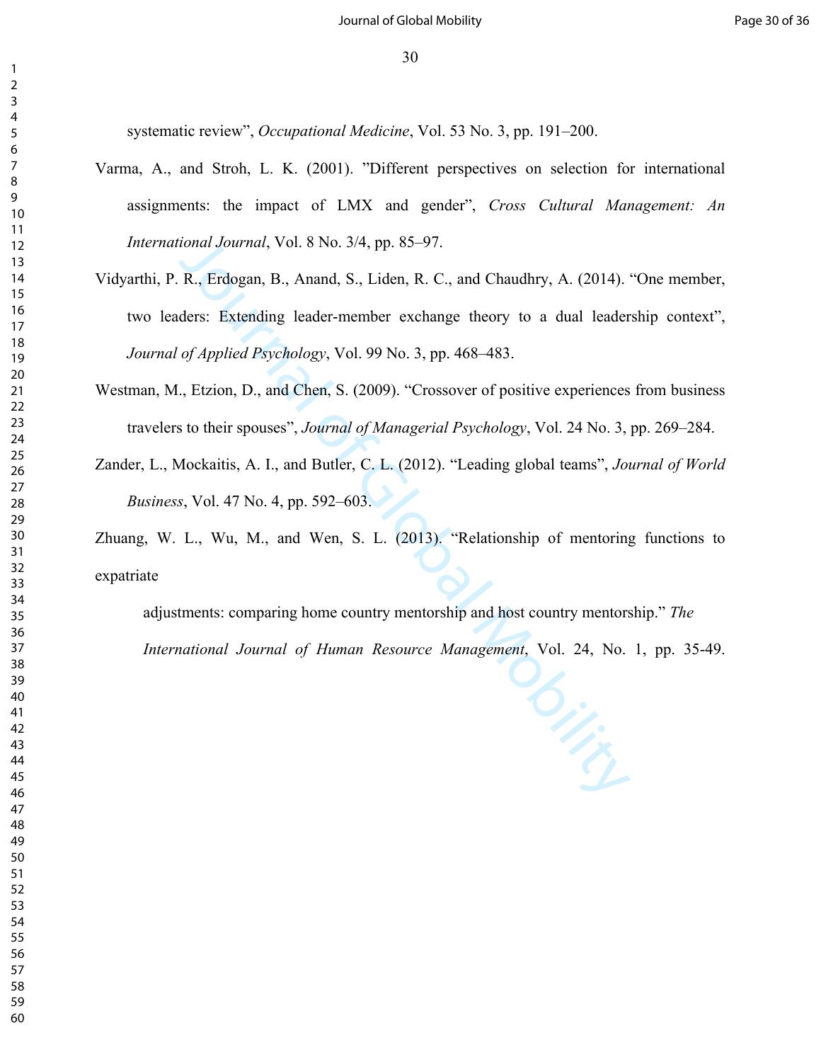systematic review", *Occupational Medicine*, Vol. 53 No. 3, pp. 191–200.

Varma, A., and Stroh, L. K. (2001). "Different perspectives on selection for international assignments: the impact of LMX and gender", *Cross Cultural Management: An International Journal*, Vol. 8 No. 3/4, pp. 85–97.

Vidyarthi, P. R., Erdogan, B., Anand, S., Liden, R. C., and Chaudhry, A. (2014). "One member, two leaders: Extending leader-member exchange theory to a dual leadership context", *Journal of Applied Psychology*, Vol. 99 No. 3, pp. 468–483.

Westman, M., Etzion, D., and Chen, S. (2009). "Crossover of positive experiences from business travelers to their spouses", *Journal of Managerial Psychology*, Vol. 24 No. 3, pp. 269–284.

Zander, L., Mockaitis, A. I., and Butler, C. L. (2012). "Leading global teams", *Journal of World Business*, Vol. 47 No. 4, pp. 592–603.

Zhuang, W. L., Wu, M., and Wen, S. L. (2013). "Relationship of mentoring functions to expatriate

adjustments: comparing home country mentorship and host country mentorship." *The International Journal of Human Resource Management*, Vol. 24, No. 1, pp. 35-49.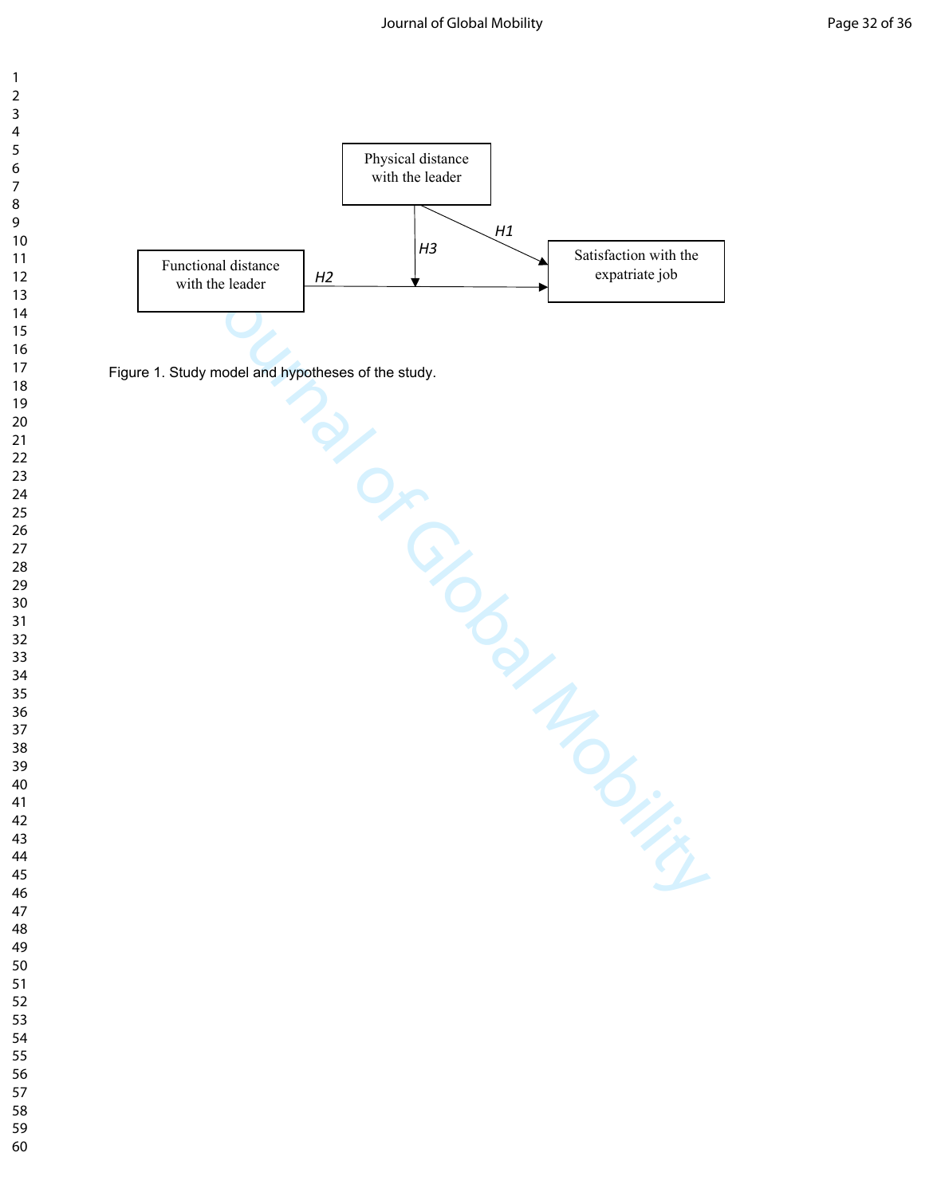Physical distance with the leader

H1

H3

Functional distance with the leader

H2

Satisfaction with the expatriate job

Figure 1. Study model and hypotheses of the study.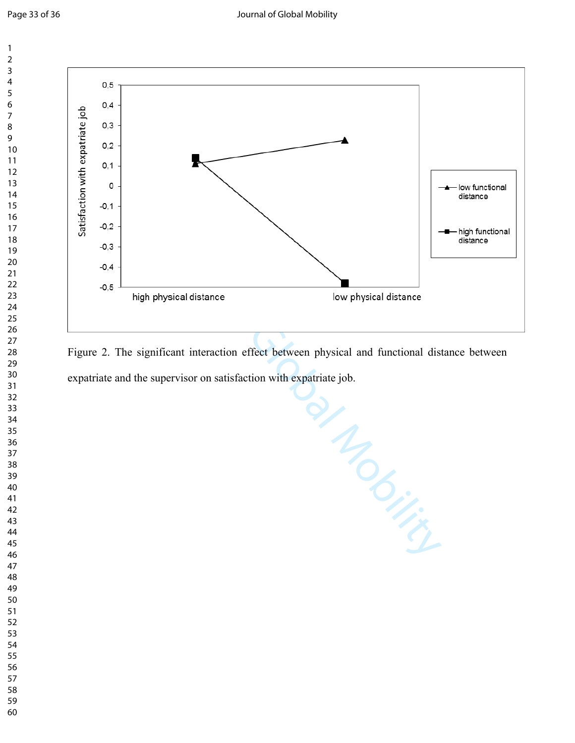Figure 2. The significant interaction effect between physical and functional distance between expatriate and the supervisor on satisfaction with expatriate job.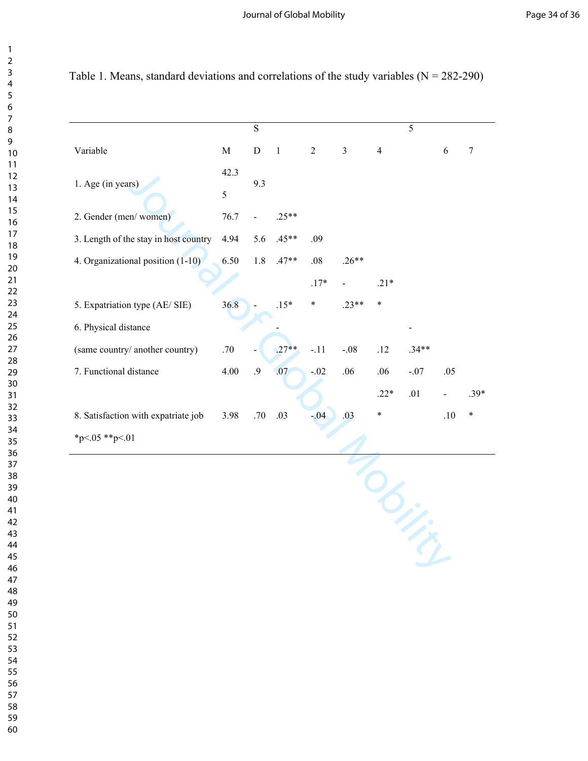Table 1. Means, standard deviations and correlations of the study variables (N = 282-290)

| Variable | M | SD | 1 | 2 | 3 | 4 | 5 | 6 | 7 |
|---|---|---|---|---|---|---|---|---|---|
| 1. Age (in years) | 42.35 | 9.3 | | | | | | | |
| 2. Gender (men/ women) | 76.7 | - | .25** | | | | | | |
| 3. Length of the stay in host country | 4.94 | 5.6 | .45** | .09 | | | | | |
| 4. Organizational position (1-10) | 6.50 | 1.8 | .47** | .08 | .26** | | | | |
| 5. Expatriation type (AE/ SIE) | 36.8 | - | .15* | .17** | -.23** | .21** | | | |
| 6. Physical distance (same country/ another country) | .70 | - | -.27** | -.11 | -.08 | .12 | -.34** | | |
| 7. Functional distance | 4.00 | .9 | .07 | -.02 | .06 | .06 | -.07 | .05 | |
| 8. Satisfaction with expatriate job | 3.98 | .70 | .03 | -.04 | .03 | .22** | .01 | -.10 | .39** |

*p<.05 **p<.01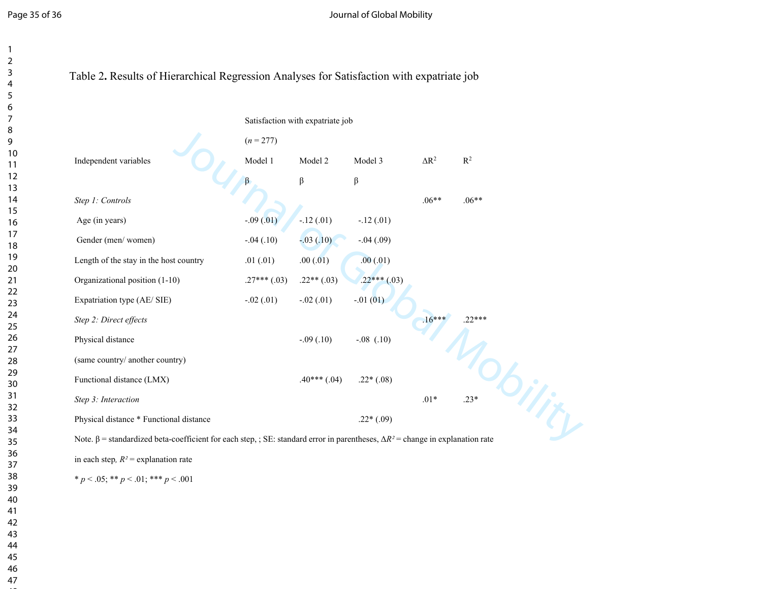Table 2. Results of Hierarchical Regression Analyses for Satisfaction with expatriate job

| Independent variables | Satisfaction with expatriate job ($n$ = 277) Model 1 | Model 2 | Model 3 | $\Delta R^2$ | $R^2$ |
|---|---|---|---|---|---|
| | β | β | β | | |
| *Step 1: Controls* | | | | .06** | .06** |
| Age (in years) | -.09 (.01) | -.12 (.01) | -.12 (.01) | | |
| Gender (men/ women) | -.04 (.10) | -.03 (.10) | -.04 (.09) | | |
| Length of the stay in the host country | .01 (.01) | .00 (.01) | .00 (.01) | | |
| Organizational position (1-10) | .27*** (.03) | .22** (.03) | .22*** (.03) | | |
| Expatriation type (AE/ SIE) | -.02 (.01) | -.02 (.01) | -.01 (01) | | |
| *Step 2: Direct effects* | | | | .16*** | .22*** |
| Physical distance (same country/ another country) | | -.09 (.10) | -.08 (.10) | | |
| Functional distance (LMX) | | .40*** (.04) | .22* (.08) | | |
| *Step 3: Interaction* | | | | .01* | .23* |
| Physical distance * Functional distance | | | .22* (.09) | | |

Note. β = standardized beta-coefficient for each step, ; SE: standard error in parentheses, $\Delta R^2$ = change in explanation rate in each step, $R^2$ = explanation rate

* $p < .05$; ** $p < .01$; *** $p < .001$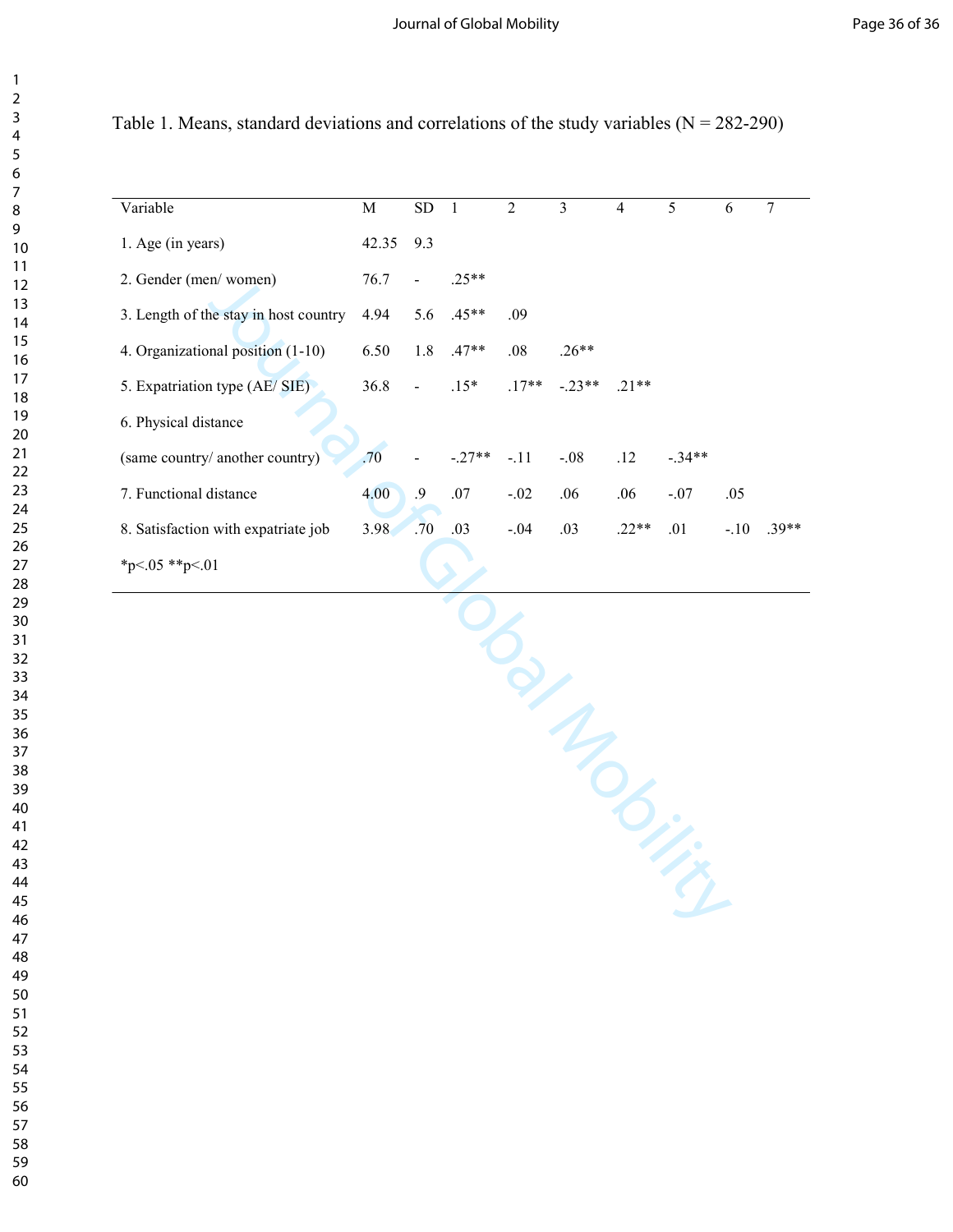Table 1. Means, standard deviations and correlations of the study variables (N = 282-290)

| Variable | M | SD | 1 | 2 | 3 | 4 | 5 | 6 | 7 |
|---|---|---|---|---|---|---|---|---|---|
| 1. Age (in years) | 42.35 | 9.3 | | | | | | | |
| 2. Gender (men/ women) | 76.7 | - | .25** | | | | | | |
| 3. Length of the stay in host country | 4.94 | 5.6 | .45** | .09 | | | | | |
| 4. Organizational position (1-10) | 6.50 | 1.8 | .47** | .08 | .26** | | | | |
| 5. Expatriation type (AE/ SIE) | 36.8 | - | .15* | .17** | -.23** | .21** | | | |
| 6. Physical distance (same country/ another country) | .70 | - | -.27** | -.11 | -.08 | .12 | -.34** | | |
| 7. Functional distance | 4.00 | .9 | .07 | -.02 | .06 | .06 | -.07 | .05 | |
| 8. Satisfaction with expatriate job | 3.98 | .70 | .03 | -.04 | .03 | .22** | .01 | -.10 | .39** |

*p<.05 **p<.01